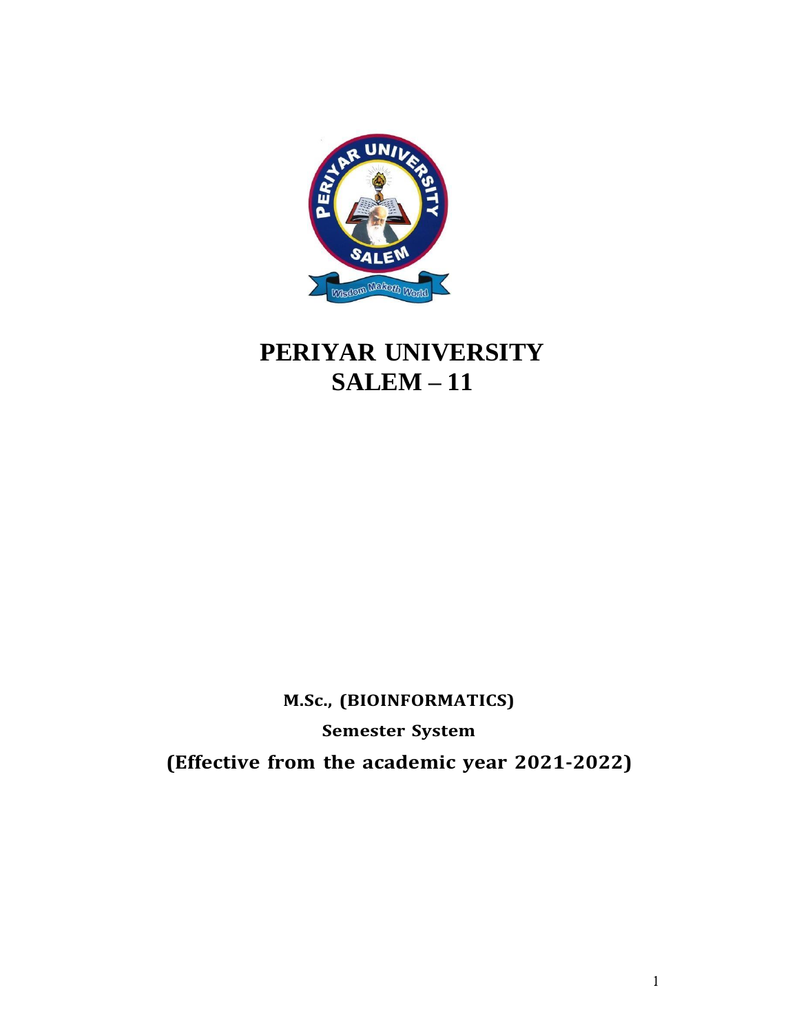# PERIYAR UNIVERSITY
# SALEM – 11

**M.Sc., (BIOINFORMATICS)**

**Semester System**

**(Effective from the academic year 2021-2022)**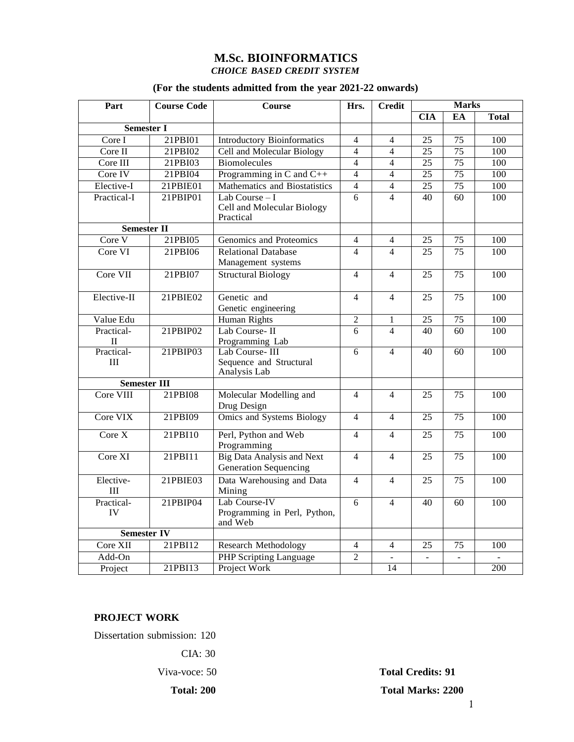# M.Sc. BIOINFORMATICS

*CHOICE BASED CREDIT SYSTEM*

**(For the students admitted from the year 2021-22 onwards)**

| Part | Course Code | Course | Hrs. | Credit | Marks | | |
|---|---|---|---|---|---|---|---|
| | | | | | CIA | EA | Total |
| **Semester I** | | | | | | | |
| Core I | 21PBI01 | Introductory Bioinformatics | 4 | 4 | 25 | 75 | 100 |
| Core II | 21PBI02 | Cell and Molecular Biology | 4 | 4 | 25 | 75 | 100 |
| Core III | 21PBI03 | Biomolecules | 4 | 4 | 25 | 75 | 100 |
| Core IV | 21PBI04 | Programming in C and C++ | 4 | 4 | 25 | 75 | 100 |
| Elective-I | 21PBIE01 | Mathematics and Biostatistics | 4 | 4 | 25 | 75 | 100 |
| Practical-I | 21PBIP01 | Lab Course – I Cell and Molecular Biology Practical | 6 | 4 | 40 | 60 | 100 |
| **Semester II** | | | | | | | |
| Core V | 21PBI05 | Genomics and Proteomics | 4 | 4 | 25 | 75 | 100 |
| Core VI | 21PBI06 | Relational Database Management systems | 4 | 4 | 25 | 75 | 100 |
| Core VII | 21PBI07 | Structural Biology | 4 | 4 | 25 | 75 | 100 |
| Elective-II | 21PBIE02 | Genetic and Genetic engineering | 4 | 4 | 25 | 75 | 100 |
| Value Edu | | Human Rights | 2 | 1 | 25 | 75 | 100 |
| Practical-II | 21PBIP02 | Lab Course- II Programming Lab | 6 | 4 | 40 | 60 | 100 |
| Practical-III | 21PBIP03 | Lab Course- III Sequence and Structural Analysis Lab | 6 | 4 | 40 | 60 | 100 |
| **Semester III** | | | | | | | |
| Core VIII | 21PBI08 | Molecular Modelling and Drug Design | 4 | 4 | 25 | 75 | 100 |
| Core VIX | 21PBI09 | Omics and Systems Biology | 4 | 4 | 25 | 75 | 100 |
| Core X | 21PBI10 | Perl, Python and Web Programming | 4 | 4 | 25 | 75 | 100 |
| Core XI | 21PBI11 | Big Data Analysis and Next Generation Sequencing | 4 | 4 | 25 | 75 | 100 |
| Elective-III | 21PBIE03 | Data Warehousing and Data Mining | 4 | 4 | 25 | 75 | 100 |
| Practical-IV | 21PBIP04 | Lab Course-IV Programming in Perl, Python, and Web | 6 | 4 | 40 | 60 | 100 |
| **Semester IV** | | | | | | | |
| Core XII | 21PBI12 | Research Methodology | 4 | 4 | 25 | 75 | 100 |
| Add-On | | PHP Scripting Language | 2 | - | - | - | - |
| Project | 21PBI13 | Project Work | | 14 | | | 200 |

**PROJECT WORK**

Dissertation submission: 120

CIA: 30

Viva-voce: 50

**Total: 200**

**Total Credits: 91**

**Total Marks: 2200**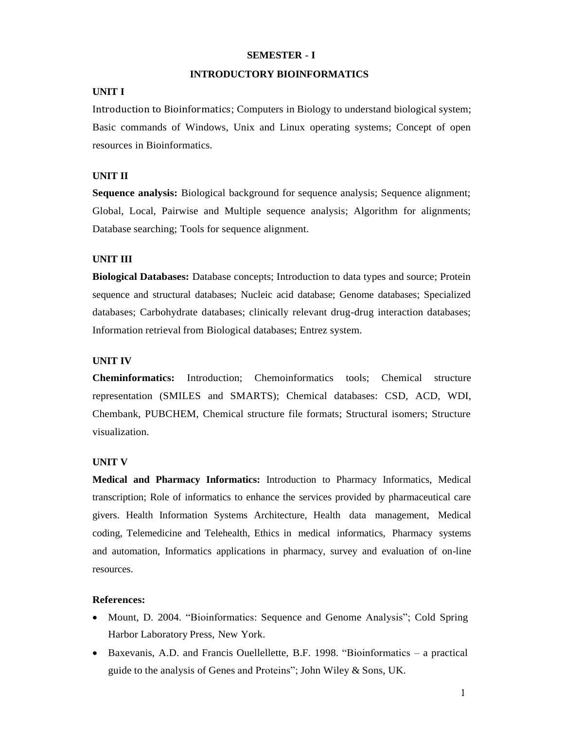## SEMESTER - I

## INTRODUCTORY BIOINFORMATICS

### UNIT I

Introduction to Bioinformatics; Computers in Biology to understand biological system; Basic commands of Windows, Unix and Linux operating systems; Concept of open resources in Bioinformatics.

### UNIT II

**Sequence analysis:** Biological background for sequence analysis; Sequence alignment; Global, Local, Pairwise and Multiple sequence analysis; Algorithm for alignments; Database searching; Tools for sequence alignment.

### UNIT III

**Biological Databases:** Database concepts; Introduction to data types and source; Protein sequence and structural databases; Nucleic acid database; Genome databases; Specialized databases; Carbohydrate databases; clinically relevant drug-drug interaction databases; Information retrieval from Biological databases; Entrez system.

### UNIT IV

**Cheminformatics:** Introduction; Chemoinformatics tools; Chemical structure representation (SMILES and SMARTS); Chemical databases: CSD, ACD, WDI, Chembank, PUBCHEM, Chemical structure file formats; Structural isomers; Structure visualization.

### UNIT V

**Medical and Pharmacy Informatics:** Introduction to Pharmacy Informatics, Medical transcription; Role of informatics to enhance the services provided by pharmaceutical care givers. Health Information Systems Architecture, Health data management, Medical coding, Telemedicine and Telehealth, Ethics in medical informatics, Pharmacy systems and automation, Informatics applications in pharmacy, survey and evaluation of on-line resources.

### References:

- Mount, D. 2004. "Bioinformatics: Sequence and Genome Analysis"; Cold Spring Harbor Laboratory Press, New York.
- Baxevanis, A.D. and Francis Ouellellette, B.F. 1998. "Bioinformatics – a practical guide to the analysis of Genes and Proteins"; John Wiley & Sons, UK.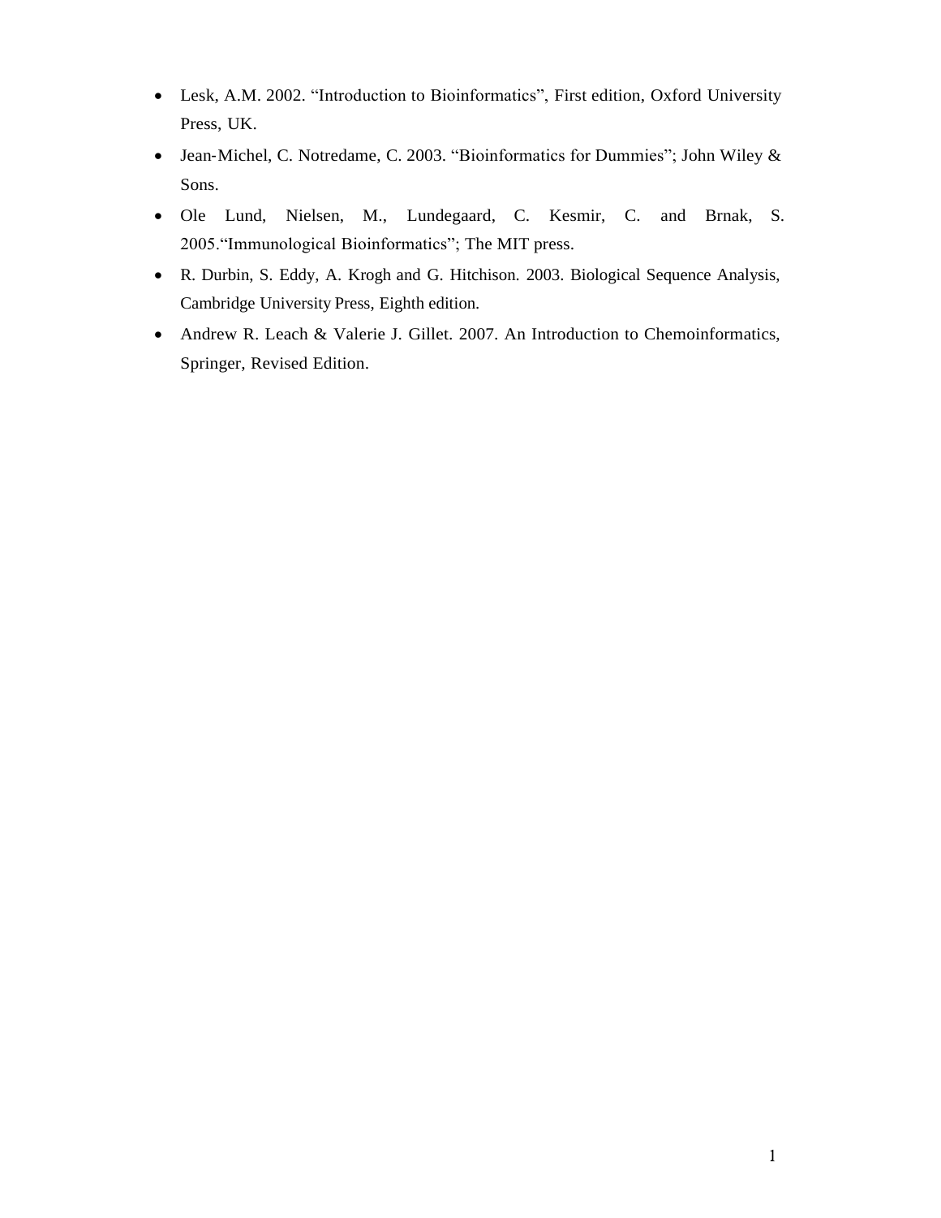- Lesk, A.M. 2002. “Introduction to Bioinformatics”, First edition, Oxford University Press, UK.
- Jean-Michel, C. Notredame, C. 2003. “Bioinformatics for Dummies”; John Wiley & Sons.
- Ole Lund, Nielsen, M., Lundegaard, C. Kesmir, C. and Brnak, S. 2005.“Immunological Bioinformatics”; The MIT press.
- R. Durbin, S. Eddy, A. Krogh and G. Hitchison. 2003. Biological Sequence Analysis, Cambridge University Press, Eighth edition.
- Andrew R. Leach & Valerie J. Gillet. 2007. An Introduction to Chemoinformatics, Springer, Revised Edition.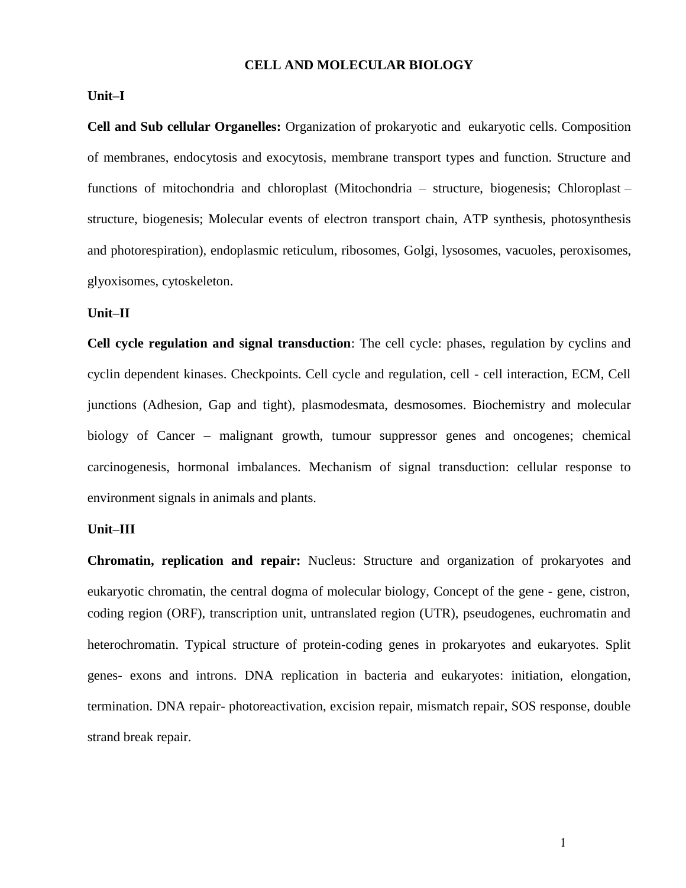# CELL AND MOLECULAR BIOLOGY

## Unit–I

**Cell and Sub cellular Organelles:** Organization of prokaryotic and eukaryotic cells. Composition of membranes, endocytosis and exocytosis, membrane transport types and function. Structure and functions of mitochondria and chloroplast (Mitochondria – structure, biogenesis; Chloroplast – structure, biogenesis; Molecular events of electron transport chain, ATP synthesis, photosynthesis and photorespiration), endoplasmic reticulum, ribosomes, Golgi, lysosomes, vacuoles, peroxisomes, glyoxisomes, cytoskeleton.

## Unit–II

**Cell cycle regulation and signal transduction**: The cell cycle: phases, regulation by cyclins and cyclin dependent kinases. Checkpoints. Cell cycle and regulation, cell - cell interaction, ECM, Cell junctions (Adhesion, Gap and tight), plasmodesmata, desmosomes. Biochemistry and molecular biology of Cancer – malignant growth, tumour suppressor genes and oncogenes; chemical carcinogenesis, hormonal imbalances. Mechanism of signal transduction: cellular response to environment signals in animals and plants.

## Unit–III

**Chromatin, replication and repair:** Nucleus: Structure and organization of prokaryotes and eukaryotic chromatin, the central dogma of molecular biology, Concept of the gene - gene, cistron, coding region (ORF), transcription unit, untranslated region (UTR), pseudogenes, euchromatin and heterochromatin. Typical structure of protein-coding genes in prokaryotes and eukaryotes. Split genes- exons and introns. DNA replication in bacteria and eukaryotes: initiation, elongation, termination. DNA repair- photoreactivation, excision repair, mismatch repair, SOS response, double strand break repair.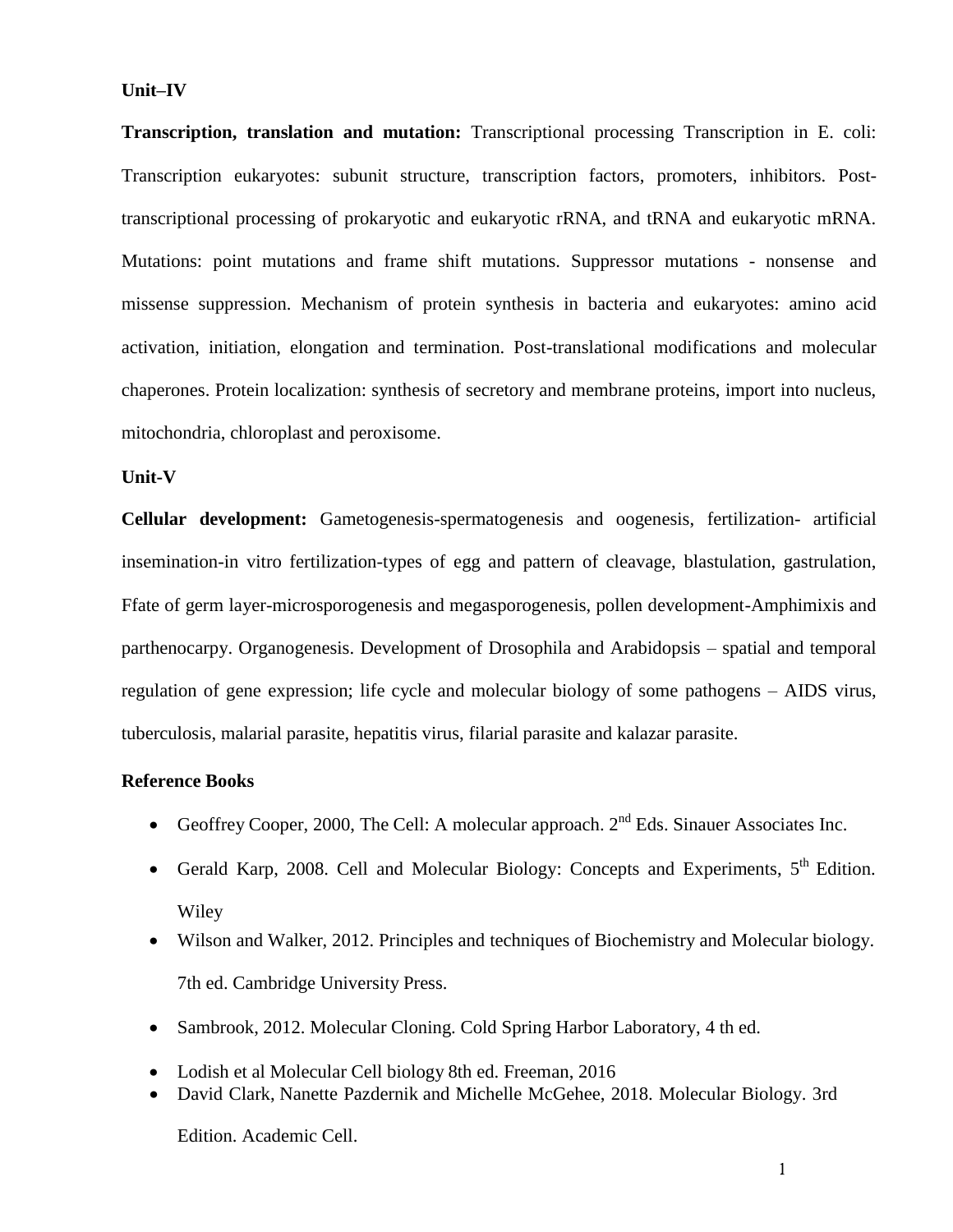**Unit–IV**

**Transcription, translation and mutation:** Transcriptional processing Transcription in E. coli: Transcription eukaryotes: subunit structure, transcription factors, promoters, inhibitors. Post-transcriptional processing of prokaryotic and eukaryotic rRNA, and tRNA and eukaryotic mRNA. Mutations: point mutations and frame shift mutations. Suppressor mutations - nonsense and missense suppression. Mechanism of protein synthesis in bacteria and eukaryotes: amino acid activation, initiation, elongation and termination. Post-translational modifications and molecular chaperones. Protein localization: synthesis of secretory and membrane proteins, import into nucleus, mitochondria, chloroplast and peroxisome.

**Unit-V**

**Cellular development:** Gametogenesis-spermatogenesis and oogenesis, fertilization- artificial insemination-in vitro fertilization-types of egg and pattern of cleavage, blastulation, gastrulation, Ffate of germ layer-microsporogenesis and megasporogenesis, pollen development-Amphimixis and parthenocarpy. Organogenesis. Development of Drosophila and Arabidopsis – spatial and temporal regulation of gene expression; life cycle and molecular biology of some pathogens – AIDS virus, tuberculosis, malarial parasite, hepatitis virus, filarial parasite and kalazar parasite.

**Reference Books**

- Geoffrey Cooper, 2000, The Cell: A molecular approach. 2nd Eds. Sinauer Associates Inc.
- Gerald Karp, 2008. Cell and Molecular Biology: Concepts and Experiments, 5th Edition. Wiley
- Wilson and Walker, 2012. Principles and techniques of Biochemistry and Molecular biology. 7th ed. Cambridge University Press.
- Sambrook, 2012. Molecular Cloning. Cold Spring Harbor Laboratory, 4 th ed.
- Lodish et al Molecular Cell biology 8th ed. Freeman, 2016
- David Clark, Nanette Pazdernik and Michelle McGehee, 2018. Molecular Biology. 3rd Edition. Academic Cell.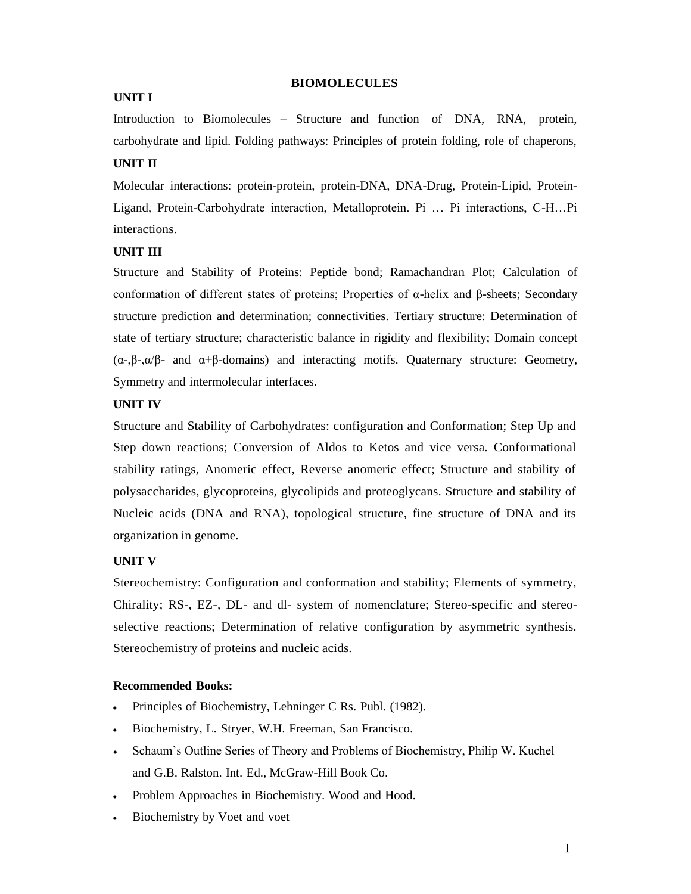# BIOMOLECULES

## UNIT I

Introduction to Biomolecules – Structure and function of DNA, RNA, protein, carbohydrate and lipid. Folding pathways: Principles of protein folding, role of chaperons,

## UNIT II

Molecular interactions: protein-protein, protein-DNA, DNA-Drug, Protein-Lipid, Protein-Ligand, Protein-Carbohydrate interaction, Metalloprotein. Pi … Pi interactions, C-H…Pi interactions.

## UNIT III

Structure and Stability of Proteins: Peptide bond; Ramachandran Plot; Calculation of conformation of different states of proteins; Properties of α-helix and β-sheets; Secondary structure prediction and determination; connectivities. Tertiary structure: Determination of state of tertiary structure; characteristic balance in rigidity and flexibility; Domain concept (α-,β-,α/β- and α+β-domains) and interacting motifs. Quaternary structure: Geometry, Symmetry and intermolecular interfaces.

## UNIT IV

Structure and Stability of Carbohydrates: configuration and Conformation; Step Up and Step down reactions; Conversion of Aldos to Ketos and vice versa. Conformational stability ratings, Anomeric effect, Reverse anomeric effect; Structure and stability of polysaccharides, glycoproteins, glycolipids and proteoglycans. Structure and stability of Nucleic acids (DNA and RNA), topological structure, fine structure of DNA and its organization in genome.

## UNIT V

Stereochemistry: Configuration and conformation and stability; Elements of symmetry, Chirality; RS-, EZ-, DL- and dl- system of nomenclature; Stereo-specific and stereo-selective reactions; Determination of relative configuration by asymmetric synthesis. Stereochemistry of proteins and nucleic acids.

**Recommended Books:**

- Principles of Biochemistry, Lehninger C Rs. Publ. (1982).
- Biochemistry, L. Stryer, W.H. Freeman, San Francisco.
- Schaum's Outline Series of Theory and Problems of Biochemistry, Philip W. Kuchel and G.B. Ralston. Int. Ed., McGraw-Hill Book Co.
- Problem Approaches in Biochemistry. Wood and Hood.
- Biochemistry by Voet and voet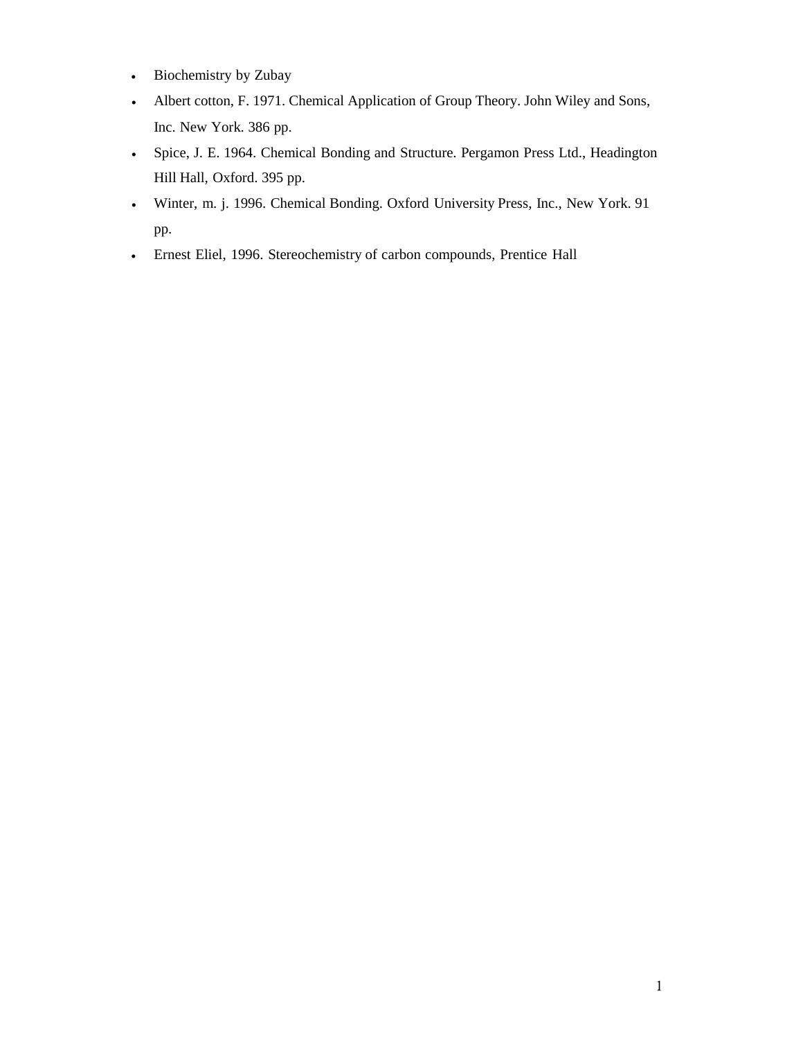- Biochemistry by Zubay
- Albert cotton, F. 1971. Chemical Application of Group Theory. John Wiley and Sons, Inc. New York. 386 pp.
- Spice, J. E. 1964. Chemical Bonding and Structure. Pergamon Press Ltd., Headington Hill Hall, Oxford. 395 pp.
- Winter, m. j. 1996. Chemical Bonding. Oxford University Press, Inc., New York. 91 pp.
- Ernest Eliel, 1996. Stereochemistry of carbon compounds, Prentice Hall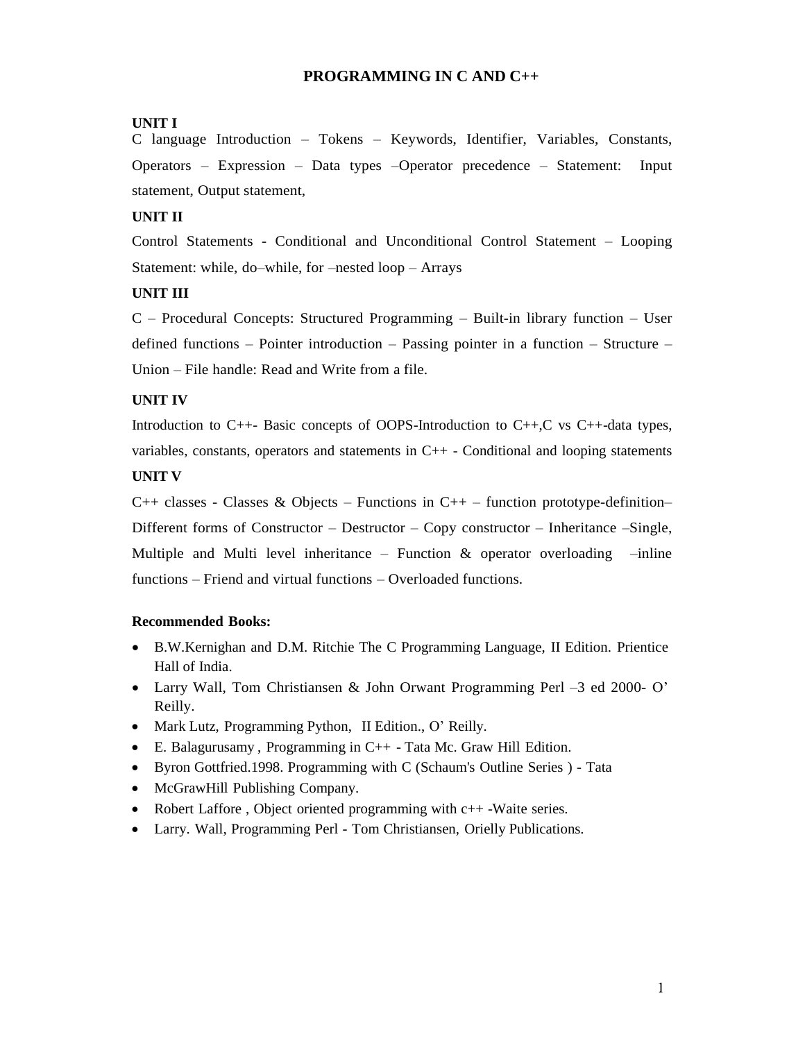# PROGRAMMING IN C AND C++

**UNIT I**

C language Introduction – Tokens – Keywords, Identifier, Variables, Constants, Operators – Expression – Data types –Operator precedence – Statement: Input statement, Output statement,

**UNIT II**

Control Statements - Conditional and Unconditional Control Statement – Looping Statement: while, do–while, for –nested loop – Arrays

**UNIT III**

C – Procedural Concepts: Structured Programming – Built-in library function – User defined functions – Pointer introduction – Passing pointer in a function – Structure – Union – File handle: Read and Write from a file.

**UNIT IV**

Introduction to C++- Basic concepts of OOPS-Introduction to C++,C vs C++-data types, variables, constants, operators and statements in C++ - Conditional and looping statements

**UNIT V**

C++ classes - Classes & Objects – Functions in C++ – function prototype-definition– Different forms of Constructor – Destructor – Copy constructor – Inheritance –Single, Multiple and Multi level inheritance – Function & operator overloading –inline functions – Friend and virtual functions – Overloaded functions.

**Recommended Books:**

- B.W.Kernighan and D.M. Ritchie The C Programming Language, II Edition. Prientice Hall of India.
- Larry Wall, Tom Christiansen & John Orwant Programming Perl –3 ed 2000- O' Reilly.
- Mark Lutz, Programming Python, II Edition., O' Reilly.
- E. Balagurusamy , Programming in C++ - Tata Mc. Graw Hill Edition.
- Byron Gottfried.1998. Programming with C (Schaum's Outline Series ) - Tata
- McGrawHill Publishing Company.
- Robert Laffore , Object oriented programming with c++ -Waite series.
- Larry. Wall, Programming Perl - Tom Christiansen, Orielly Publications.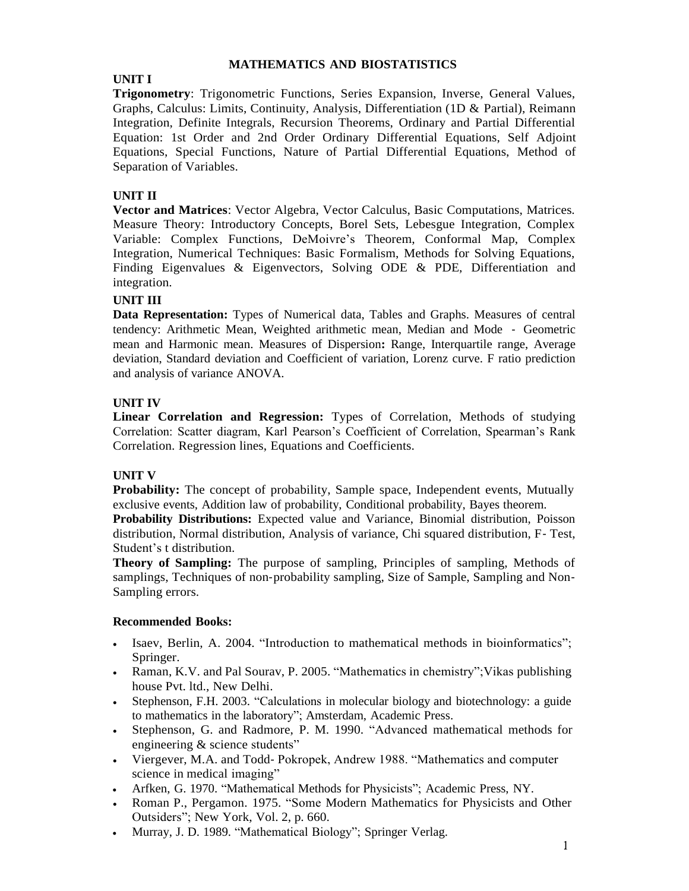# MATHEMATICS AND BIOSTATISTICS

## UNIT I

**Trigonometry**: Trigonometric Functions, Series Expansion, Inverse, General Values, Graphs, Calculus: Limits, Continuity, Analysis, Differentiation (1D & Partial), Reimann Integration, Definite Integrals, Recursion Theorems, Ordinary and Partial Differential Equation: 1st Order and 2nd Order Ordinary Differential Equations, Self Adjoint Equations, Special Functions, Nature of Partial Differential Equations, Method of Separation of Variables.

## UNIT II

**Vector and Matrices**: Vector Algebra, Vector Calculus, Basic Computations, Matrices. Measure Theory: Introductory Concepts, Borel Sets, Lebesgue Integration, Complex Variable: Complex Functions, DeMoivre's Theorem, Conformal Map, Complex Integration, Numerical Techniques: Basic Formalism, Methods for Solving Equations, Finding Eigenvalues & Eigenvectors, Solving ODE & PDE, Differentiation and integration.

## UNIT III

**Data Representation:** Types of Numerical data, Tables and Graphs. Measures of central tendency: Arithmetic Mean, Weighted arithmetic mean, Median and Mode - Geometric mean and Harmonic mean. Measures of Dispersion**:** Range, Interquartile range, Average deviation, Standard deviation and Coefficient of variation, Lorenz curve. F ratio prediction and analysis of variance ANOVA.

## UNIT IV

**Linear Correlation and Regression:** Types of Correlation, Methods of studying Correlation: Scatter diagram, Karl Pearson's Coefficient of Correlation, Spearman's Rank Correlation. Regression lines, Equations and Coefficients.

## UNIT V

**Probability:** The concept of probability, Sample space, Independent events, Mutually exclusive events, Addition law of probability, Conditional probability, Bayes theorem.

**Probability Distributions:** Expected value and Variance, Binomial distribution, Poisson distribution, Normal distribution, Analysis of variance, Chi squared distribution, F- Test, Student's t distribution.

**Theory of Sampling:** The purpose of sampling, Principles of sampling, Methods of samplings, Techniques of non-probability sampling, Size of Sample, Sampling and Non-Sampling errors.

### Recommended Books:

- Isaev, Berlin, A. 2004. "Introduction to mathematical methods in bioinformatics"; Springer.
- Raman, K.V. and Pal Sourav, P. 2005. "Mathematics in chemistry";Vikas publishing house Pvt. ltd., New Delhi.
- Stephenson, F.H. 2003. "Calculations in molecular biology and biotechnology: a guide to mathematics in the laboratory"; Amsterdam, Academic Press.
- Stephenson, G. and Radmore, P. M. 1990. "Advanced mathematical methods for engineering & science students"
- Viergever, M.A. and Todd- Pokropek, Andrew 1988. "Mathematics and computer science in medical imaging"
- Arfken, G. 1970. "Mathematical Methods for Physicists"; Academic Press, NY.
- Roman P., Pergamon. 1975. "Some Modern Mathematics for Physicists and Other Outsiders"; New York, Vol. 2, p. 660.
- Murray, J. D. 1989. "Mathematical Biology"; Springer Verlag.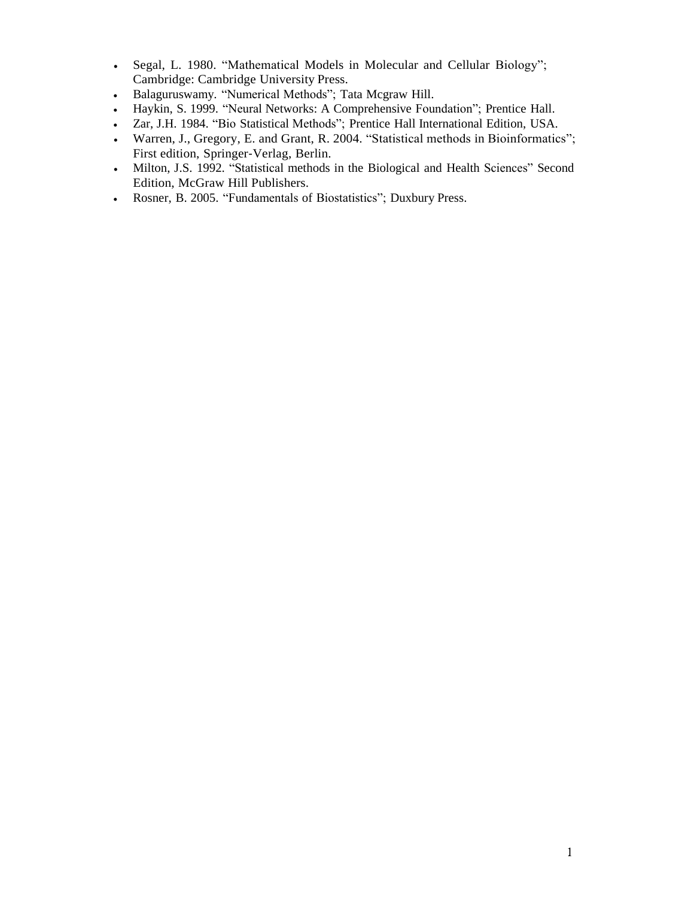- Segal, L. 1980. “Mathematical Models in Molecular and Cellular Biology”; Cambridge: Cambridge University Press.
- Balaguruswamy. “Numerical Methods”; Tata Mcgraw Hill.
- Haykin, S. 1999. “Neural Networks: A Comprehensive Foundation”; Prentice Hall.
- Zar, J.H. 1984. “Bio Statistical Methods”; Prentice Hall International Edition, USA.
- Warren, J., Gregory, E. and Grant, R. 2004. “Statistical methods in Bioinformatics”; First edition, Springer-Verlag, Berlin.
- Milton, J.S. 1992. “Statistical methods in the Biological and Health Sciences” Second Edition, McGraw Hill Publishers.
- Rosner, B. 2005. “Fundamentals of Biostatistics”; Duxbury Press.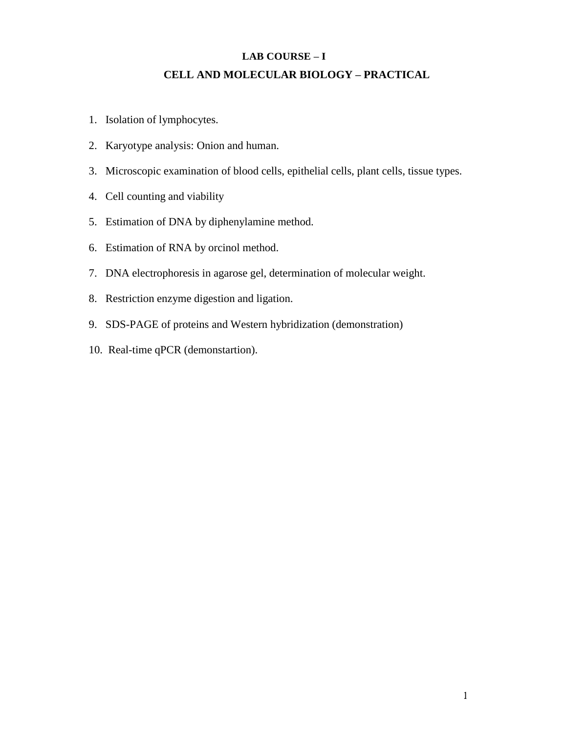## LAB COURSE – I

## CELL AND MOLECULAR BIOLOGY – PRACTICAL

1. Isolation of lymphocytes.
2. Karyotype analysis: Onion and human.
3. Microscopic examination of blood cells, epithelial cells, plant cells, tissue types.
4. Cell counting and viability
5. Estimation of DNA by diphenylamine method.
6. Estimation of RNA by orcinol method.
7. DNA electrophoresis in agarose gel, determination of molecular weight.
8. Restriction enzyme digestion and ligation.
9. SDS-PAGE of proteins and Western hybridization (demonstration)
10. Real-time qPCR (demonstartion).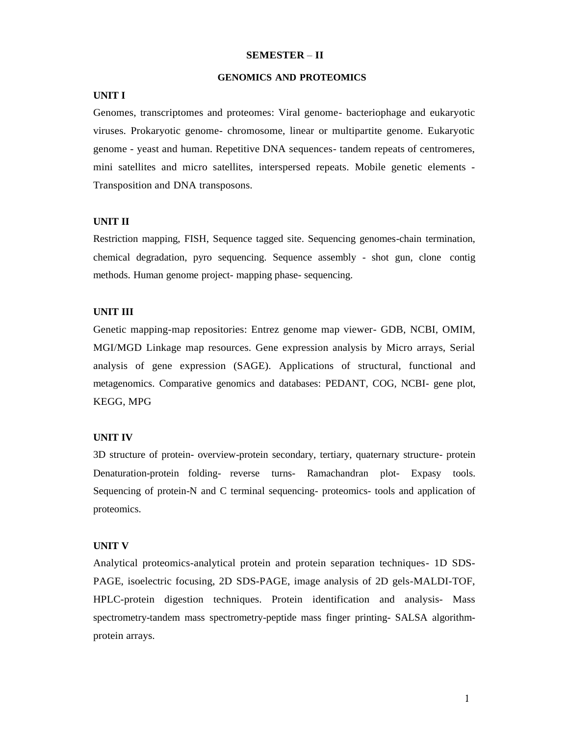## SEMESTER – II

### GENOMICS AND PROTEOMICS

**UNIT I**

Genomes, transcriptomes and proteomes: Viral genome- bacteriophage and eukaryotic viruses. Prokaryotic genome- chromosome, linear or multipartite genome. Eukaryotic genome - yeast and human. Repetitive DNA sequences- tandem repeats of centromeres, mini satellites and micro satellites, interspersed repeats. Mobile genetic elements - Transposition and DNA transposons.

**UNIT II**

Restriction mapping, FISH, Sequence tagged site. Sequencing genomes-chain termination, chemical degradation, pyro sequencing. Sequence assembly - shot gun, clone contig methods. Human genome project- mapping phase- sequencing.

**UNIT III**

Genetic mapping-map repositories: Entrez genome map viewer- GDB, NCBI, OMIM, MGI/MGD Linkage map resources. Gene expression analysis by Micro arrays, Serial analysis of gene expression (SAGE). Applications of structural, functional and metagenomics. Comparative genomics and databases: PEDANT, COG, NCBI- gene plot, KEGG, MPG

**UNIT IV**

3D structure of protein- overview-protein secondary, tertiary, quaternary structure- protein Denaturation-protein folding- reverse turns- Ramachandran plot- Expasy tools. Sequencing of protein-N and C terminal sequencing- proteomics- tools and application of proteomics.

**UNIT V**

Analytical proteomics-analytical protein and protein separation techniques- 1D SDS-PAGE, isoelectric focusing, 2D SDS-PAGE, image analysis of 2D gels-MALDI-TOF, HPLC-protein digestion techniques. Protein identification and analysis- Mass spectrometry-tandem mass spectrometry-peptide mass finger printing- SALSA algorithm-protein arrays.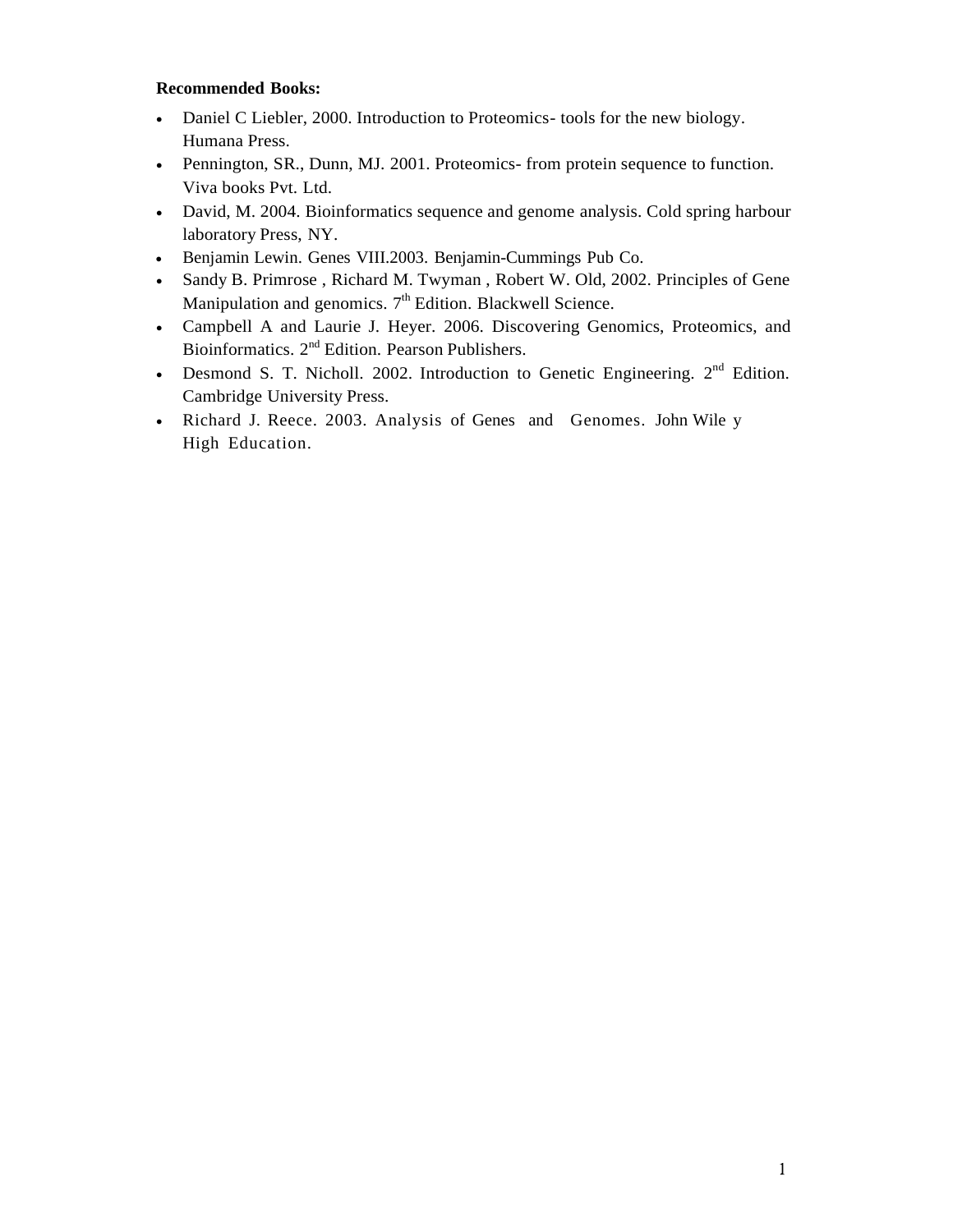**Recommended Books:**

- Daniel C Liebler, 2000. Introduction to Proteomics- tools for the new biology. Humana Press.
- Pennington, SR., Dunn, MJ. 2001. Proteomics- from protein sequence to function. Viva books Pvt. Ltd.
- David, M. 2004. Bioinformatics sequence and genome analysis. Cold spring harbour laboratory Press, NY.
- Benjamin Lewin. Genes VIII.2003. Benjamin-Cummings Pub Co.
- Sandy B. Primrose , Richard M. Twyman , Robert W. Old, 2002. Principles of Gene Manipulation and genomics. 7th Edition. Blackwell Science.
- Campbell A and Laurie J. Heyer. 2006. Discovering Genomics, Proteomics, and Bioinformatics. 2nd Edition. Pearson Publishers.
- Desmond S. T. Nicholl. 2002. Introduction to Genetic Engineering. 2nd Edition. Cambridge University Press.
- Richard J. Reece. 2003. Analysis of Genes and Genomes. John Wile y High Education.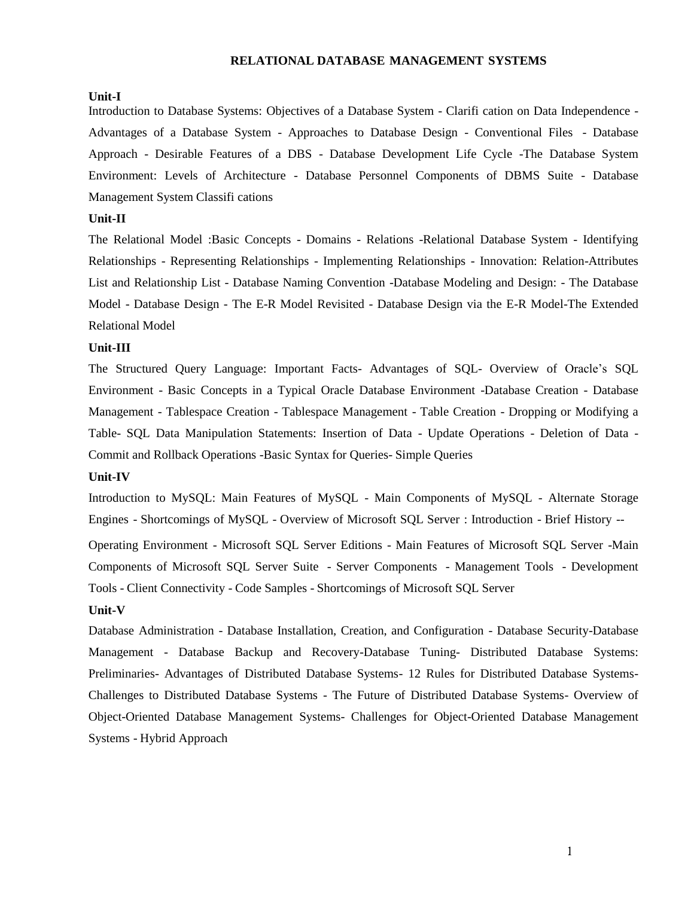# RELATIONAL DATABASE MANAGEMENT SYSTEMS

**Unit-I**

Introduction to Database Systems: Objectives of a Database System - Clarifi cation on Data Independence - Advantages of a Database System - Approaches to Database Design - Conventional Files - Database Approach - Desirable Features of a DBS - Database Development Life Cycle -The Database System Environment: Levels of Architecture - Database Personnel Components of DBMS Suite - Database Management System Classifi cations

**Unit-II**

The Relational Model :Basic Concepts - Domains - Relations -Relational Database System - Identifying Relationships - Representing Relationships - Implementing Relationships - Innovation: Relation-Attributes List and Relationship List - Database Naming Convention -Database Modeling and Design: - The Database Model - Database Design - The E-R Model Revisited - Database Design via the E-R Model-The Extended Relational Model

**Unit-III**

The Structured Query Language: Important Facts- Advantages of SQL- Overview of Oracle's SQL Environment - Basic Concepts in a Typical Oracle Database Environment -Database Creation - Database Management - Tablespace Creation - Tablespace Management - Table Creation - Dropping or Modifying a Table- SQL Data Manipulation Statements: Insertion of Data - Update Operations - Deletion of Data - Commit and Rollback Operations -Basic Syntax for Queries- Simple Queries

**Unit-IV**

Introduction to MySQL: Main Features of MySQL - Main Components of MySQL - Alternate Storage Engines - Shortcomings of MySQL - Overview of Microsoft SQL Server : Introduction - Brief History --

Operating Environment - Microsoft SQL Server Editions - Main Features of Microsoft SQL Server -Main Components of Microsoft SQL Server Suite - Server Components - Management Tools - Development Tools - Client Connectivity - Code Samples - Shortcomings of Microsoft SQL Server

**Unit-V**

Database Administration - Database Installation, Creation, and Configuration - Database Security-Database Management - Database Backup and Recovery-Database Tuning- Distributed Database Systems: Preliminaries- Advantages of Distributed Database Systems- 12 Rules for Distributed Database Systems- Challenges to Distributed Database Systems - The Future of Distributed Database Systems- Overview of Object-Oriented Database Management Systems- Challenges for Object-Oriented Database Management Systems - Hybrid Approach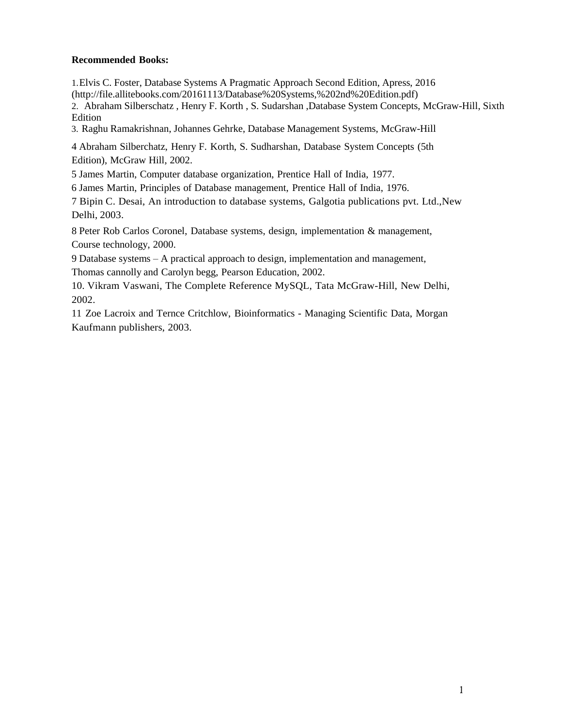**Recommended Books:**

1. Elvis C. Foster, Database Systems A Pragmatic Approach Second Edition, Apress, 2016 (http://file.allitebooks.com/20161113/Database%20Systems,%202nd%20Edition.pdf)
2. Abraham Silberschatz , Henry F. Korth , S. Sudarshan ,Database System Concepts, McGraw-Hill, Sixth Edition
3. Raghu Ramakrishnan, Johannes Gehrke, Database Management Systems, McGraw-Hill

4 Abraham Silberchatz, Henry F. Korth, S. Sudharshan, Database System Concepts (5th Edition), McGraw Hill, 2002.

5 James Martin, Computer database organization, Prentice Hall of India, 1977.

6 James Martin, Principles of Database management, Prentice Hall of India, 1976.

7 Bipin C. Desai, An introduction to database systems, Galgotia publications pvt. Ltd.,New Delhi, 2003.

8 Peter Rob Carlos Coronel, Database systems, design, implementation & management, Course technology, 2000.

9 Database systems – A practical approach to design, implementation and management, Thomas cannolly and Carolyn begg, Pearson Education, 2002.

10. Vikram Vaswani, The Complete Reference MySQL, Tata McGraw-Hill, New Delhi, 2002.

11 Zoe Lacroix and Ternce Critchlow, Bioinformatics - Managing Scientific Data, Morgan Kaufmann publishers, 2003.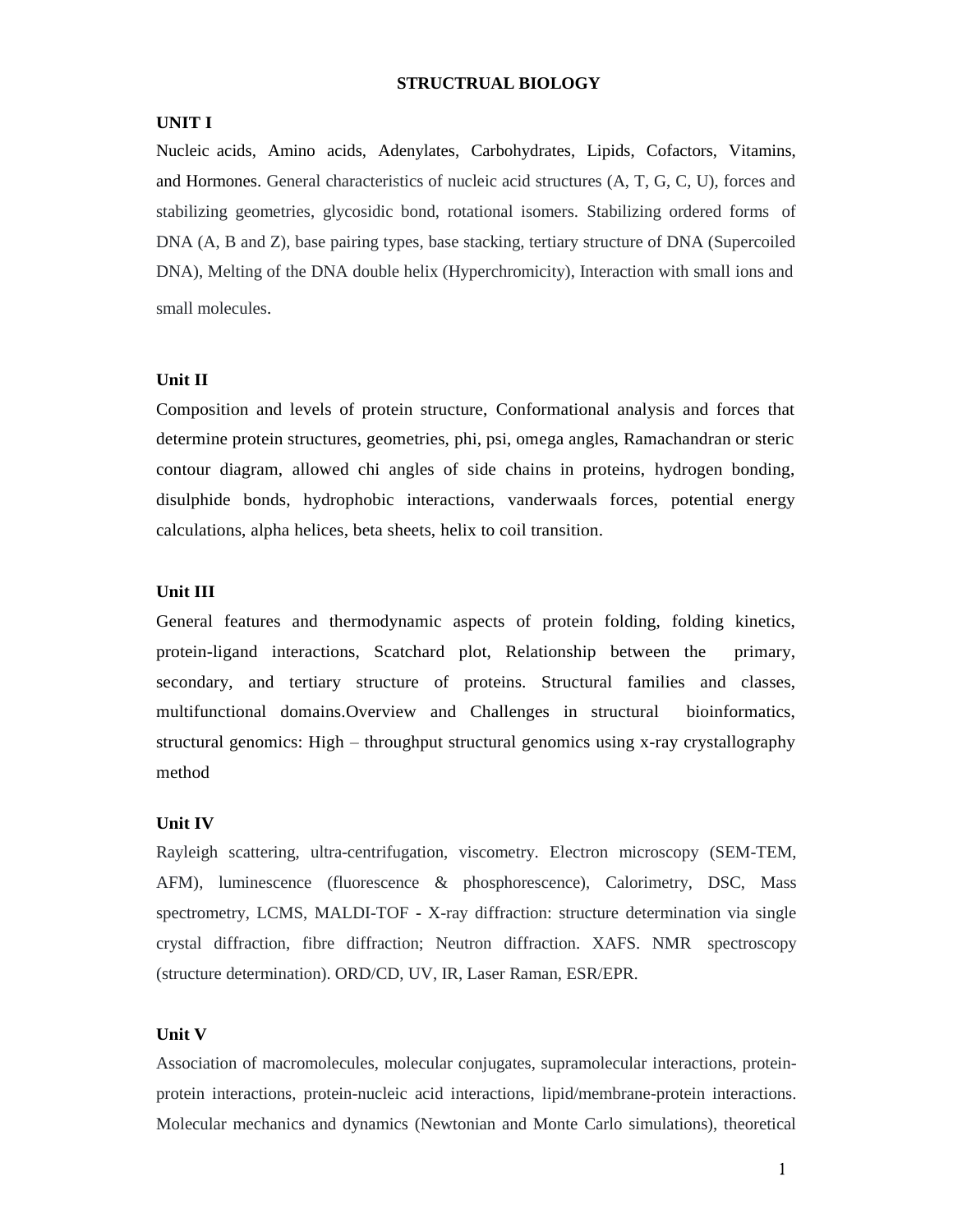**STRUCTRUAL BIOLOGY**

**UNIT I**

Nucleic acids, Amino acids, Adenylates, Carbohydrates, Lipids, Cofactors, Vitamins, and Hormones. General characteristics of nucleic acid structures (A, T, G, C, U), forces and stabilizing geometries, glycosidic bond, rotational isomers. Stabilizing ordered forms of DNA (A, B and Z), base pairing types, base stacking, tertiary structure of DNA (Supercoiled DNA), Melting of the DNA double helix (Hyperchromicity), Interaction with small ions and small molecules.

**Unit II**

Composition and levels of protein structure, Conformational analysis and forces that determine protein structures, geometries, phi, psi, omega angles, Ramachandran or steric contour diagram, allowed chi angles of side chains in proteins, hydrogen bonding, disulphide bonds, hydrophobic interactions, vanderwaals forces, potential energy calculations, alpha helices, beta sheets, helix to coil transition.

**Unit III**

General features and thermodynamic aspects of protein folding, folding kinetics, protein-ligand interactions, Scatchard plot, Relationship between the primary, secondary, and tertiary structure of proteins. Structural families and classes, multifunctional domains.Overview and Challenges in structural bioinformatics, structural genomics: High – throughput structural genomics using x-ray crystallography method

**Unit IV**

Rayleigh scattering, ultra-centrifugation, viscometry. Electron microscopy (SEM-TEM, AFM), luminescence (fluorescence & phosphorescence), Calorimetry, DSC, Mass spectrometry, LCMS, MALDI-TOF - X-ray diffraction: structure determination via single crystal diffraction, fibre diffraction; Neutron diffraction. XAFS. NMR spectroscopy (structure determination). ORD/CD, UV, IR, Laser Raman, ESR/EPR.

**Unit V**

Association of macromolecules, molecular conjugates, supramolecular interactions, protein-protein interactions, protein-nucleic acid interactions, lipid/membrane-protein interactions. Molecular mechanics and dynamics (Newtonian and Monte Carlo simulations), theoretical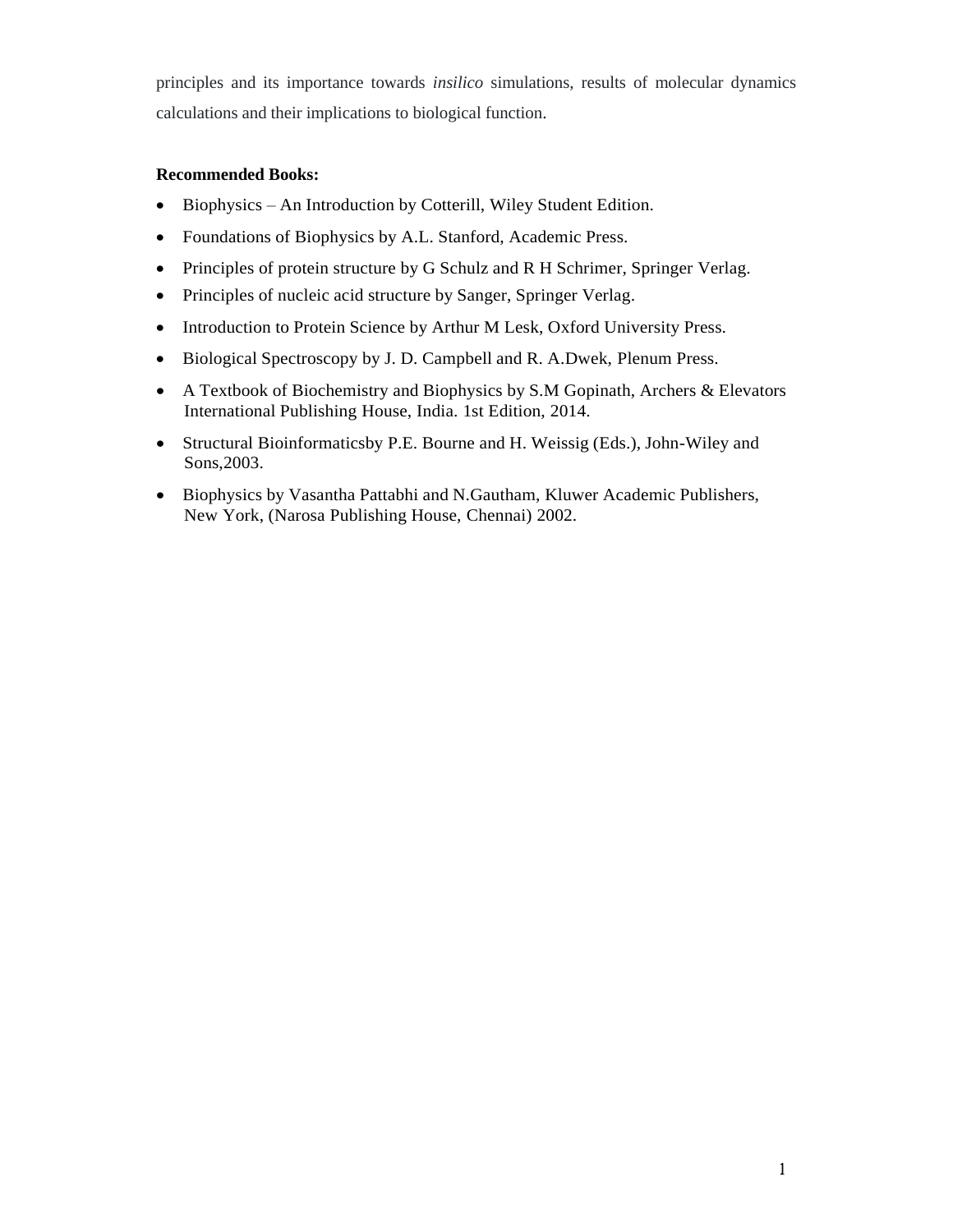principles and its importance towards *insilico* simulations, results of molecular dynamics calculations and their implications to biological function.

**Recommended Books:**

- Biophysics – An Introduction by Cotterill, Wiley Student Edition.
- Foundations of Biophysics by A.L. Stanford, Academic Press.
- Principles of protein structure by G Schulz and R H Schrimer, Springer Verlag.
- Principles of nucleic acid structure by Sanger, Springer Verlag.
- Introduction to Protein Science by Arthur M Lesk, Oxford University Press.
- Biological Spectroscopy by J. D. Campbell and R. A.Dwek, Plenum Press.
- A Textbook of Biochemistry and Biophysics by S.M Gopinath, Archers & Elevators International Publishing House, India. 1st Edition, 2014.
- Structural Bioinformaticsby P.E. Bourne and H. Weissig (Eds.), John-Wiley and Sons,2003.
- Biophysics by Vasantha Pattabhi and N.Gautham, Kluwer Academic Publishers, New York, (Narosa Publishing House, Chennai) 2002.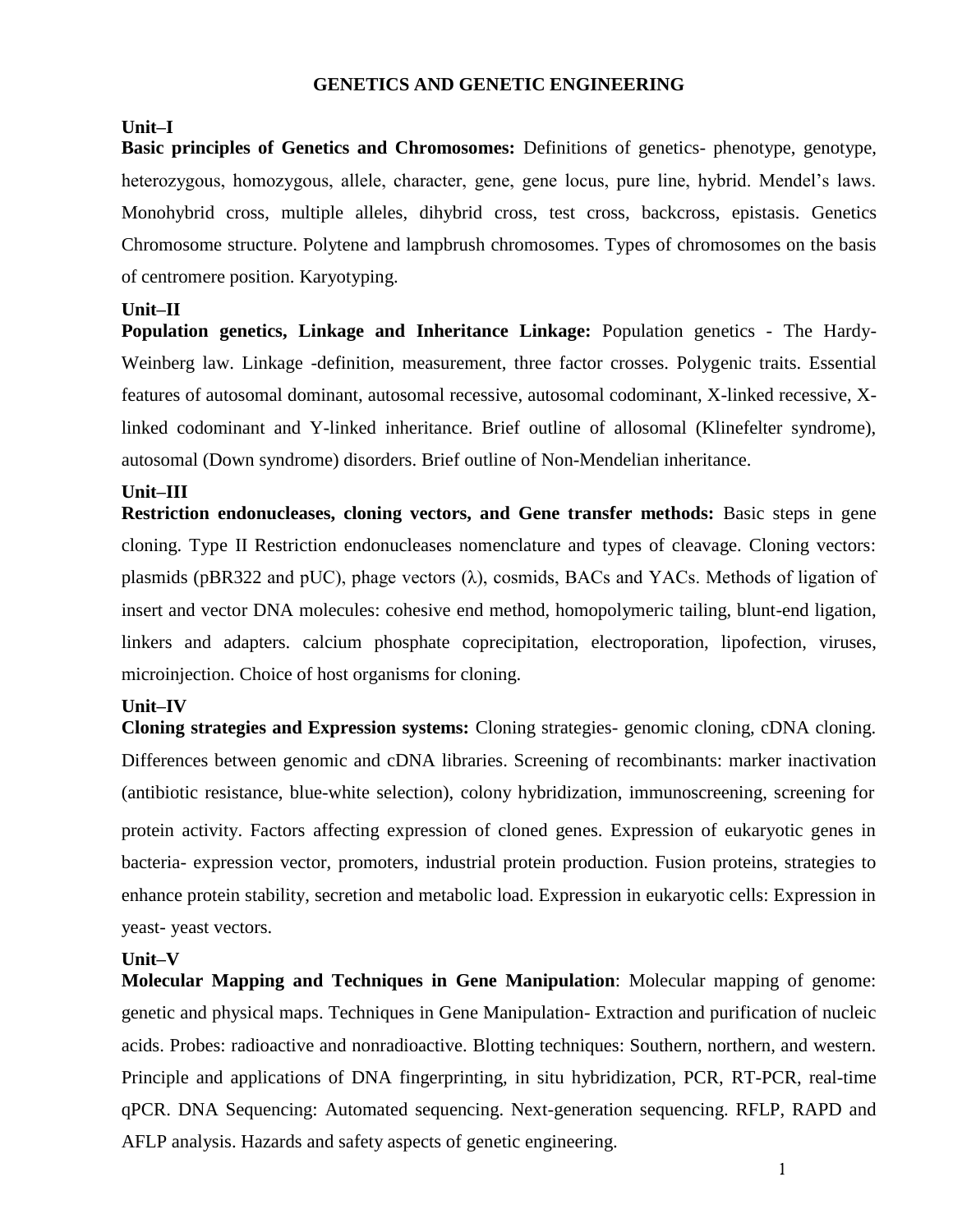# GENETICS AND GENETIC ENGINEERING

## Unit–I

**Basic principles of Genetics and Chromosomes:** Definitions of genetics- phenotype, genotype, heterozygous, homozygous, allele, character, gene, gene locus, pure line, hybrid. Mendel's laws. Monohybrid cross, multiple alleles, dihybrid cross, test cross, backcross, epistasis. Genetics Chromosome structure. Polytene and lampbrush chromosomes. Types of chromosomes on the basis of centromere position. Karyotyping.

## Unit–II

**Population genetics, Linkage and Inheritance Linkage:** Population genetics - The Hardy-Weinberg law. Linkage -definition, measurement, three factor crosses. Polygenic traits. Essential features of autosomal dominant, autosomal recessive, autosomal codominant, X-linked recessive, X-linked codominant and Y-linked inheritance. Brief outline of allosomal (Klinefelter syndrome), autosomal (Down syndrome) disorders. Brief outline of Non-Mendelian inheritance.

## Unit–III

**Restriction endonucleases, cloning vectors, and Gene transfer methods:** Basic steps in gene cloning. Type II Restriction endonucleases nomenclature and types of cleavage. Cloning vectors: plasmids (pBR322 and pUC), phage vectors (λ), cosmids, BACs and YACs. Methods of ligation of insert and vector DNA molecules: cohesive end method, homopolymeric tailing, blunt-end ligation, linkers and adapters. calcium phosphate coprecipitation, electroporation, lipofection, viruses, microinjection. Choice of host organisms for cloning.

## Unit–IV

**Cloning strategies and Expression systems:** Cloning strategies- genomic cloning, cDNA cloning. Differences between genomic and cDNA libraries. Screening of recombinants: marker inactivation (antibiotic resistance, blue-white selection), colony hybridization, immunoscreening, screening for protein activity. Factors affecting expression of cloned genes. Expression of eukaryotic genes in bacteria- expression vector, promoters, industrial protein production. Fusion proteins, strategies to enhance protein stability, secretion and metabolic load. Expression in eukaryotic cells: Expression in yeast- yeast vectors.

## Unit–V

**Molecular Mapping and Techniques in Gene Manipulation**: Molecular mapping of genome: genetic and physical maps. Techniques in Gene Manipulation- Extraction and purification of nucleic acids. Probes: radioactive and nonradioactive. Blotting techniques: Southern, northern, and western. Principle and applications of DNA fingerprinting, in situ hybridization, PCR, RT-PCR, real-time qPCR. DNA Sequencing: Automated sequencing. Next-generation sequencing. RFLP, RAPD and AFLP analysis. Hazards and safety aspects of genetic engineering.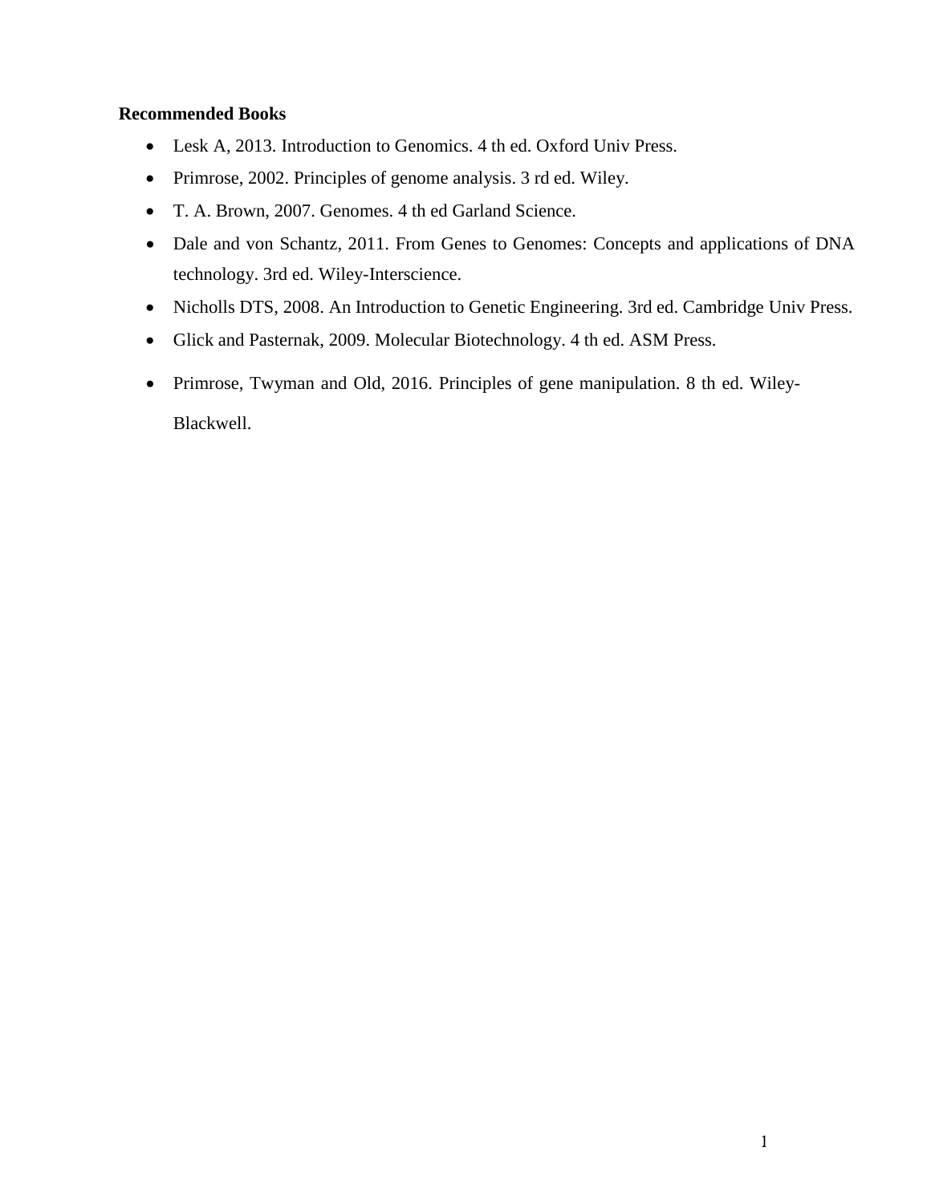**Recommended Books**

- Lesk A, 2013. Introduction to Genomics. 4 th ed. Oxford Univ Press.
- Primrose, 2002. Principles of genome analysis. 3 rd ed. Wiley.
- T. A. Brown, 2007. Genomes. 4 th ed Garland Science.
- Dale and von Schantz, 2011. From Genes to Genomes: Concepts and applications of DNA technology. 3rd ed. Wiley-Interscience.
- Nicholls DTS, 2008. An Introduction to Genetic Engineering. 3rd ed. Cambridge Univ Press.
- Glick and Pasternak, 2009. Molecular Biotechnology. 4 th ed. ASM Press.
- Primrose, Twyman and Old, 2016. Principles of gene manipulation. 8 th ed. Wiley-Blackwell.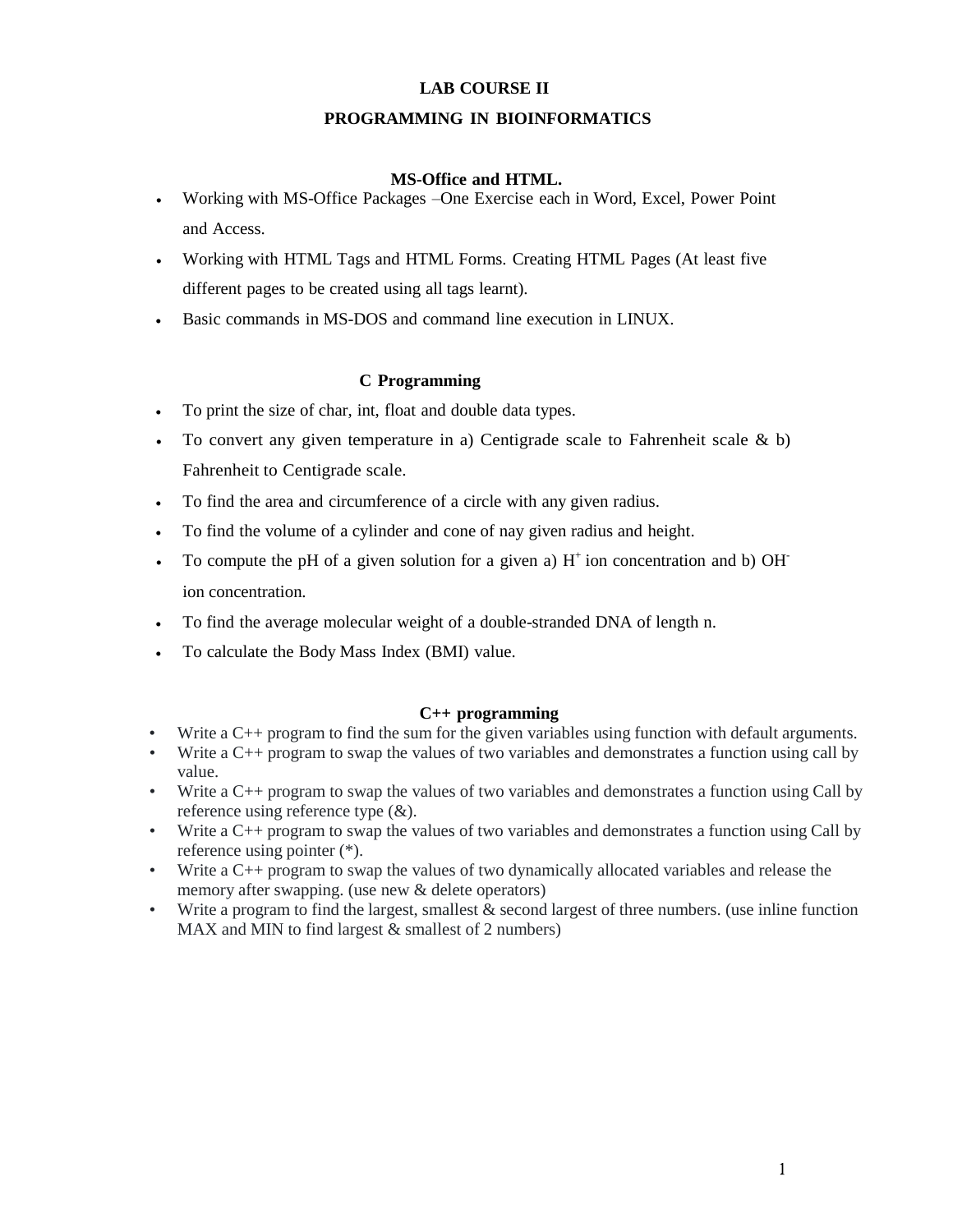# LAB COURSE II

## PROGRAMMING IN BIOINFORMATICS

### MS-Office and HTML.

- Working with MS-Office Packages –One Exercise each in Word, Excel, Power Point and Access.
- Working with HTML Tags and HTML Forms. Creating HTML Pages (At least five different pages to be created using all tags learnt).
- Basic commands in MS-DOS and command line execution in LINUX.

### C Programming

- To print the size of char, int, float and double data types.
- To convert any given temperature in a) Centigrade scale to Fahrenheit scale & b) Fahrenheit to Centigrade scale.
- To find the area and circumference of a circle with any given radius.
- To find the volume of a cylinder and cone of nay given radius and height.
- To compute the pH of a given solution for a given a) $H^+$ ion concentration and b) $OH^-$ ion concentration.
- To find the average molecular weight of a double-stranded DNA of length n.
- To calculate the Body Mass Index (BMI) value.

### C++ programming

- Write a C++ program to find the sum for the given variables using function with default arguments.
- Write a C++ program to swap the values of two variables and demonstrates a function using call by value.
- Write a C++ program to swap the values of two variables and demonstrates a function using Call by reference using reference type (&).
- Write a C++ program to swap the values of two variables and demonstrates a function using Call by reference using pointer (*).
- Write a C++ program to swap the values of two dynamically allocated variables and release the memory after swapping. (use new & delete operators)
- Write a program to find the largest, smallest & second largest of three numbers. (use inline function MAX and MIN to find largest & smallest of 2 numbers)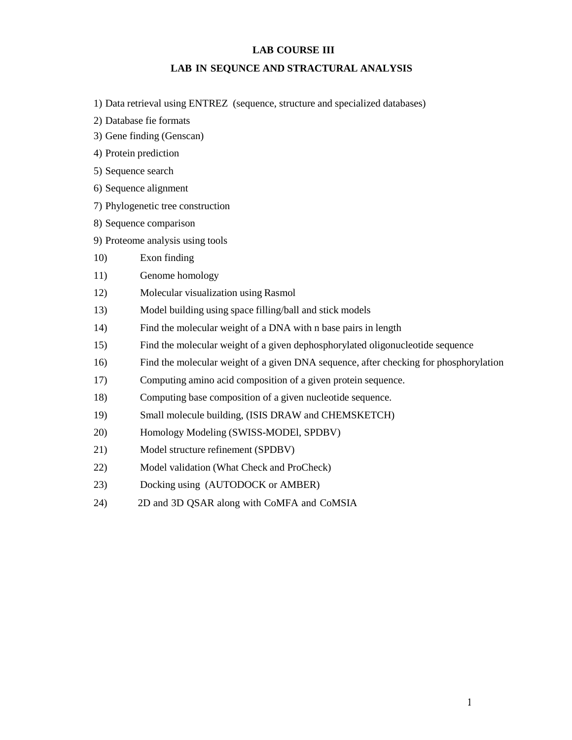**LAB COURSE III**

**LAB IN SEQUNCE AND STRACTURAL ANALYSIS**

1) Data retrieval using ENTREZ (sequence, structure and specialized databases)
2) Database fie formats
3) Gene finding (Genscan)
4) Protein prediction
5) Sequence search
6) Sequence alignment
7) Phylogenetic tree construction
8) Sequence comparison
9) Proteome analysis using tools
10) Exon finding
11) Genome homology
12) Molecular visualization using Rasmol
13) Model building using space filling/ball and stick models
14) Find the molecular weight of a DNA with n base pairs in length
15) Find the molecular weight of a given dephosphorylated oligonucleotide sequence
16) Find the molecular weight of a given DNA sequence, after checking for phosphorylation
17) Computing amino acid composition of a given protein sequence.
18) Computing base composition of a given nucleotide sequence.
19) Small molecule building, (ISIS DRAW and CHEMSKETCH)
20) Homology Modeling (SWISS-MODEl, SPDBV)
21) Model structure refinement (SPDBV)
22) Model validation (What Check and ProCheck)
23) Docking using (AUTODOCK or AMBER)
24) 2D and 3D QSAR along with CoMFA and CoMSIA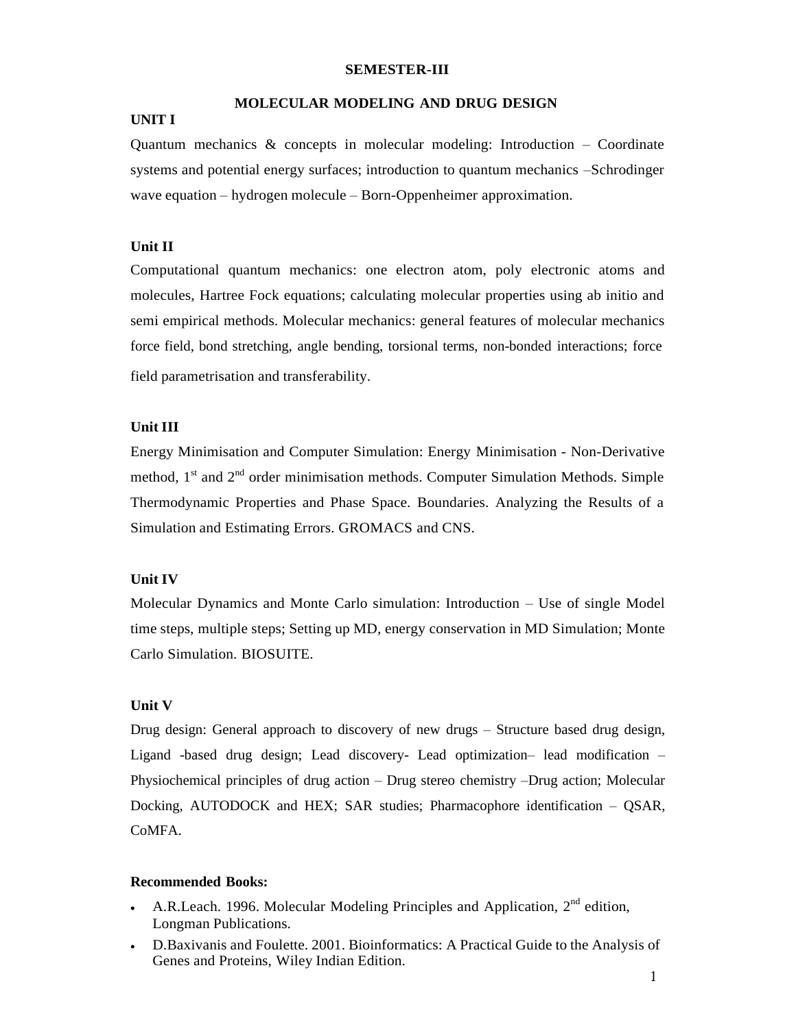## SEMESTER-III

## MOLECULAR MODELING AND DRUG DESIGN

### UNIT I

Quantum mechanics & concepts in molecular modeling: Introduction – Coordinate systems and potential energy surfaces; introduction to quantum mechanics –Schrodinger wave equation – hydrogen molecule – Born-Oppenheimer approximation.

### Unit II

Computational quantum mechanics: one electron atom, poly electronic atoms and molecules, Hartree Fock equations; calculating molecular properties using ab initio and semi empirical methods. Molecular mechanics: general features of molecular mechanics force field, bond stretching, angle bending, torsional terms, non-bonded interactions; force field parametrisation and transferability.

### Unit III

Energy Minimisation and Computer Simulation: Energy Minimisation - Non-Derivative method, 1st and 2nd order minimisation methods. Computer Simulation Methods. Simple Thermodynamic Properties and Phase Space. Boundaries. Analyzing the Results of a Simulation and Estimating Errors. GROMACS and CNS.

### Unit IV

Molecular Dynamics and Monte Carlo simulation: Introduction – Use of single Model time steps, multiple steps; Setting up MD, energy conservation in MD Simulation; Monte Carlo Simulation. BIOSUITE.

### Unit V

Drug design: General approach to discovery of new drugs – Structure based drug design, Ligand -based drug design; Lead discovery- Lead optimization– lead modification – Physiochemical principles of drug action – Drug stereo chemistry –Drug action; Molecular Docking, AUTODOCK and HEX; SAR studies; Pharmacophore identification – QSAR, CoMFA.

### Recommended Books:

- A.R.Leach. 1996. Molecular Modeling Principles and Application, 2nd edition, Longman Publications.
- D.Baxivanis and Foulette. 2001. Bioinformatics: A Practical Guide to the Analysis of Genes and Proteins, Wiley Indian Edition.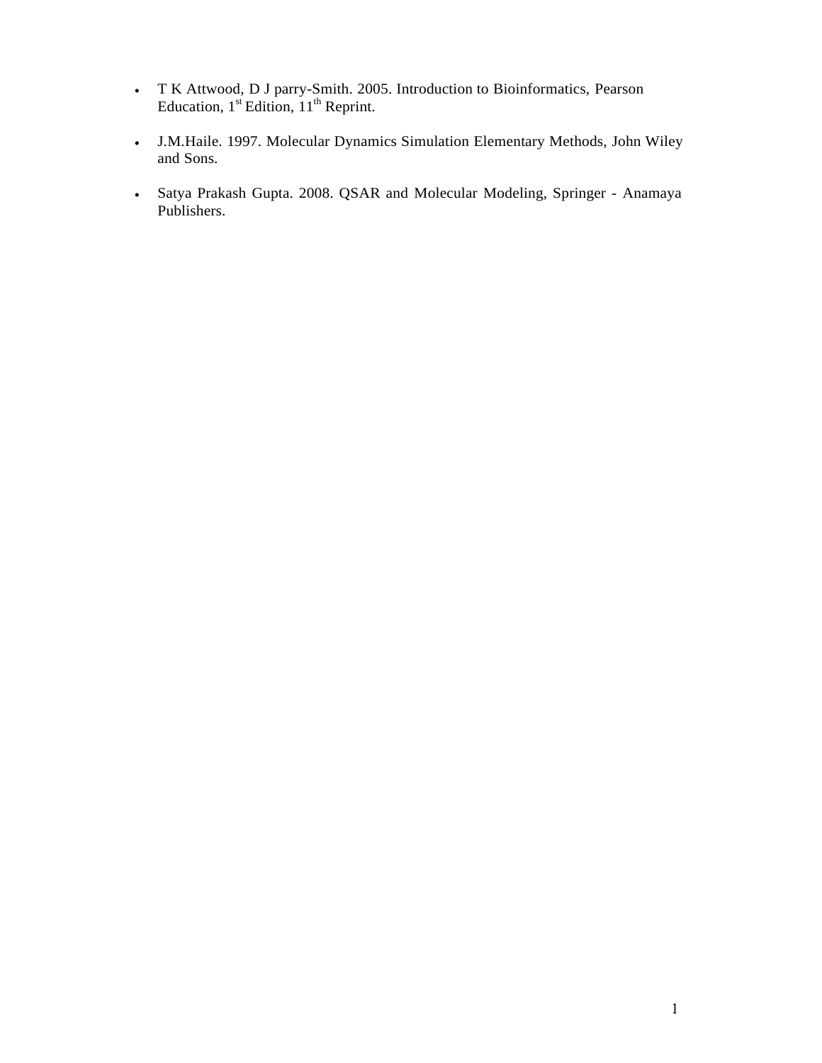- T K Attwood, D J parry-Smith. 2005. Introduction to Bioinformatics, Pearson Education, 1st Edition, 11th Reprint.

- J.M.Haile. 1997. Molecular Dynamics Simulation Elementary Methods, John Wiley and Sons.

- Satya Prakash Gupta. 2008. QSAR and Molecular Modeling, Springer - Anamaya Publishers.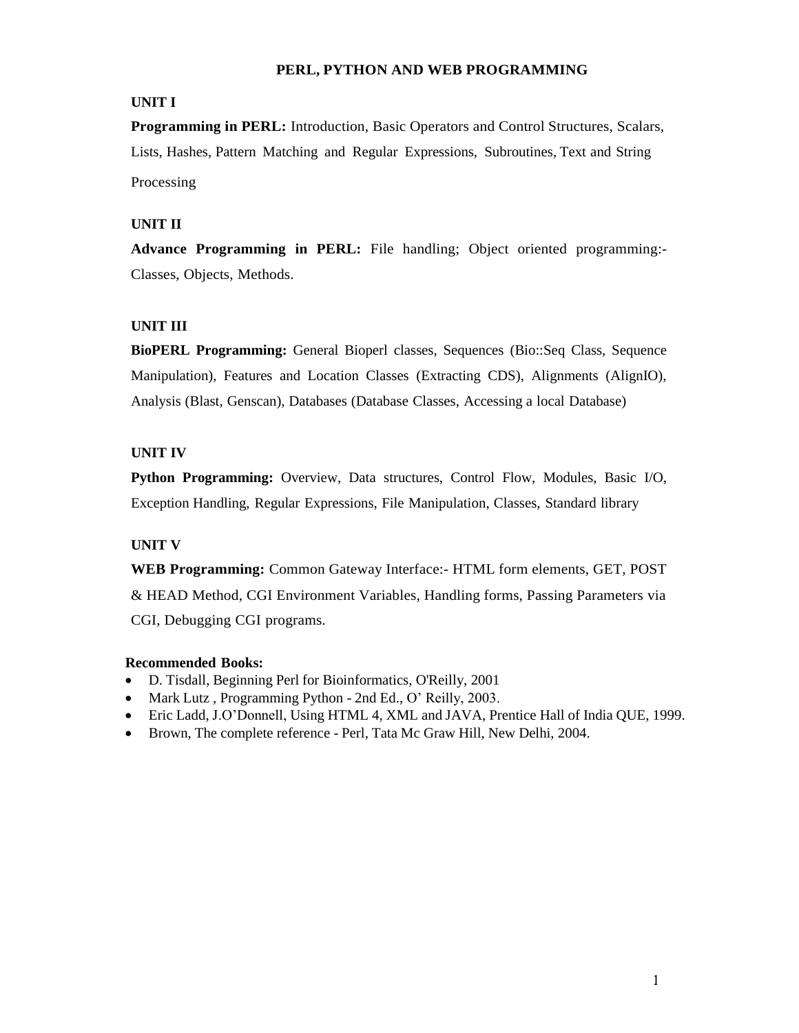# PERL, PYTHON AND WEB PROGRAMMING

## UNIT I

**Programming in PERL:** Introduction, Basic Operators and Control Structures, Scalars, Lists, Hashes, Pattern Matching and Regular Expressions, Subroutines, Text and String Processing

## UNIT II

**Advance Programming in PERL:** File handling; Object oriented programming:- Classes, Objects, Methods.

## UNIT III

**BioPERL Programming:** General Bioperl classes, Sequences (Bio::Seq Class, Sequence Manipulation), Features and Location Classes (Extracting CDS), Alignments (AlignIO), Analysis (Blast, Genscan), Databases (Database Classes, Accessing a local Database)

## UNIT IV

**Python Programming:** Overview, Data structures, Control Flow, Modules, Basic I/O, Exception Handling, Regular Expressions, File Manipulation, Classes, Standard library

## UNIT V

**WEB Programming:** Common Gateway Interface:- HTML form elements, GET, POST & HEAD Method, CGI Environment Variables, Handling forms, Passing Parameters via CGI, Debugging CGI programs.

**Recommended Books:**

- D. Tisdall, Beginning Perl for Bioinformatics, O'Reilly, 2001
- Mark Lutz , Programming Python - 2nd Ed., O' Reilly, 2003.
- Eric Ladd, J.O'Donnell, Using HTML 4, XML and JAVA, Prentice Hall of India QUE, 1999.
- Brown, The complete reference - Perl, Tata Mc Graw Hill, New Delhi, 2004.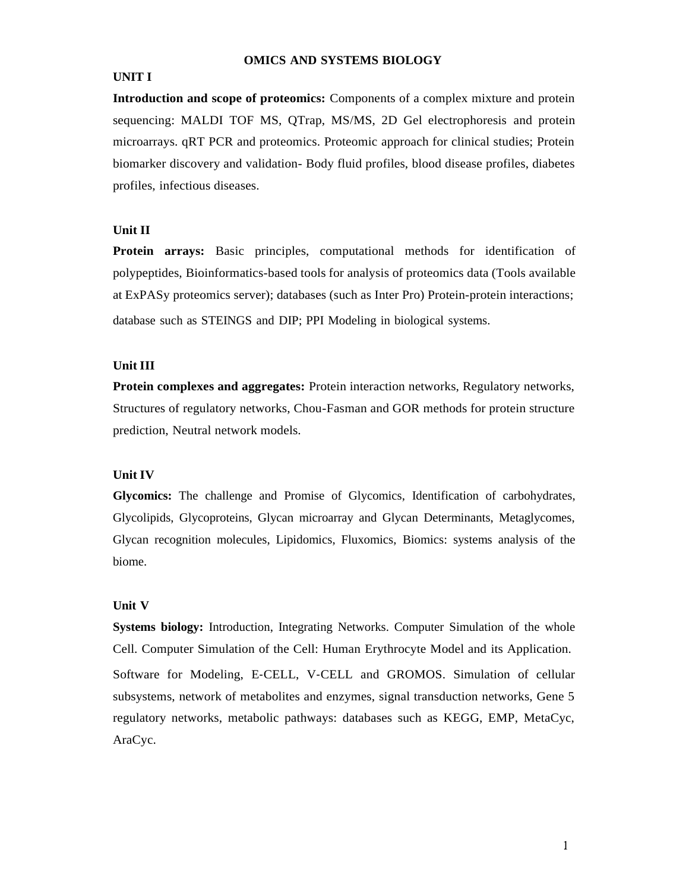# OMICS AND SYSTEMS BIOLOGY

## UNIT I

**Introduction and scope of proteomics:** Components of a complex mixture and protein sequencing: MALDI TOF MS, QTrap, MS/MS, 2D Gel electrophoresis and protein microarrays. qRT PCR and proteomics. Proteomic approach for clinical studies; Protein biomarker discovery and validation- Body fluid profiles, blood disease profiles, diabetes profiles, infectious diseases.

## Unit II

**Protein arrays:** Basic principles, computational methods for identification of polypeptides, Bioinformatics-based tools for analysis of proteomics data (Tools available at ExPASy proteomics server); databases (such as Inter Pro) Protein-protein interactions; database such as STEINGS and DIP; PPI Modeling in biological systems.

## Unit III

**Protein complexes and aggregates:** Protein interaction networks, Regulatory networks, Structures of regulatory networks, Chou-Fasman and GOR methods for protein structure prediction, Neutral network models.

## Unit IV

**Glycomics:** The challenge and Promise of Glycomics, Identification of carbohydrates, Glycolipids, Glycoproteins, Glycan microarray and Glycan Determinants, Metaglycomes, Glycan recognition molecules, Lipidomics, Fluxomics, Biomics: systems analysis of the biome.

## Unit V

**Systems biology:** Introduction, Integrating Networks. Computer Simulation of the whole Cell. Computer Simulation of the Cell: Human Erythrocyte Model and its Application.

Software for Modeling, E-CELL, V-CELL and GROMOS. Simulation of cellular subsystems, network of metabolites and enzymes, signal transduction networks, Gene 5 regulatory networks, metabolic pathways: databases such as KEGG, EMP, MetaCyc, AraCyc.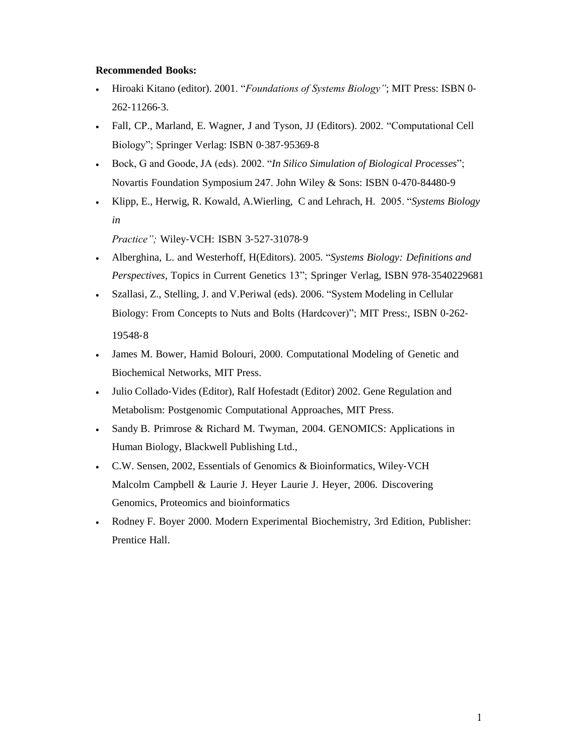**Recommended Books:**

- Hiroaki Kitano (editor). 2001. "*Foundations of Systems Biology"*; MIT Press: ISBN 0-262-11266-3.
- Fall, CP., Marland, E. Wagner, J and Tyson, JJ (Editors). 2002. "Computational Cell Biology"; Springer Verlag: ISBN 0-387-95369-8
- Bock, G and Goode, JA (eds). 2002. "*In Silico Simulation of Biological Processes*"; Novartis Foundation Symposium 247. John Wiley & Sons: ISBN 0-470-84480-9
- Klipp, E., Herwig, R. Kowald, A.Wierling, C and Lehrach, H. 2005. "*Systems Biology in Practice";* Wiley-VCH: ISBN 3-527-31078-9
- Alberghina, L. and Westerhoff, H(Editors). 2005. "*Systems Biology: Definitions and Perspectives*, Topics in Current Genetics 13"; Springer Verlag, ISBN 978-3540229681
- Szallasi, Z., Stelling, J. and V.Periwal (eds). 2006. "System Modeling in Cellular Biology: From Concepts to Nuts and Bolts (Hardcover)"; MIT Press:, ISBN 0-262-19548-8
- James M. Bower, Hamid Bolouri, 2000. Computational Modeling of Genetic and Biochemical Networks, MIT Press.
- Julio Collado-Vides (Editor), Ralf Hofestadt (Editor) 2002. Gene Regulation and Metabolism: Postgenomic Computational Approaches, MIT Press.
- Sandy B. Primrose & Richard M. Twyman, 2004. GENOMICS: Applications in Human Biology, Blackwell Publishing Ltd.,
- C.W. Sensen, 2002, Essentials of Genomics & Bioinformatics, Wiley-VCH Malcolm Campbell & Laurie J. Heyer Laurie J. Heyer, 2006. Discovering Genomics, Proteomics and bioinformatics
- Rodney F. Boyer 2000. Modern Experimental Biochemistry, 3rd Edition, Publisher: Prentice Hall.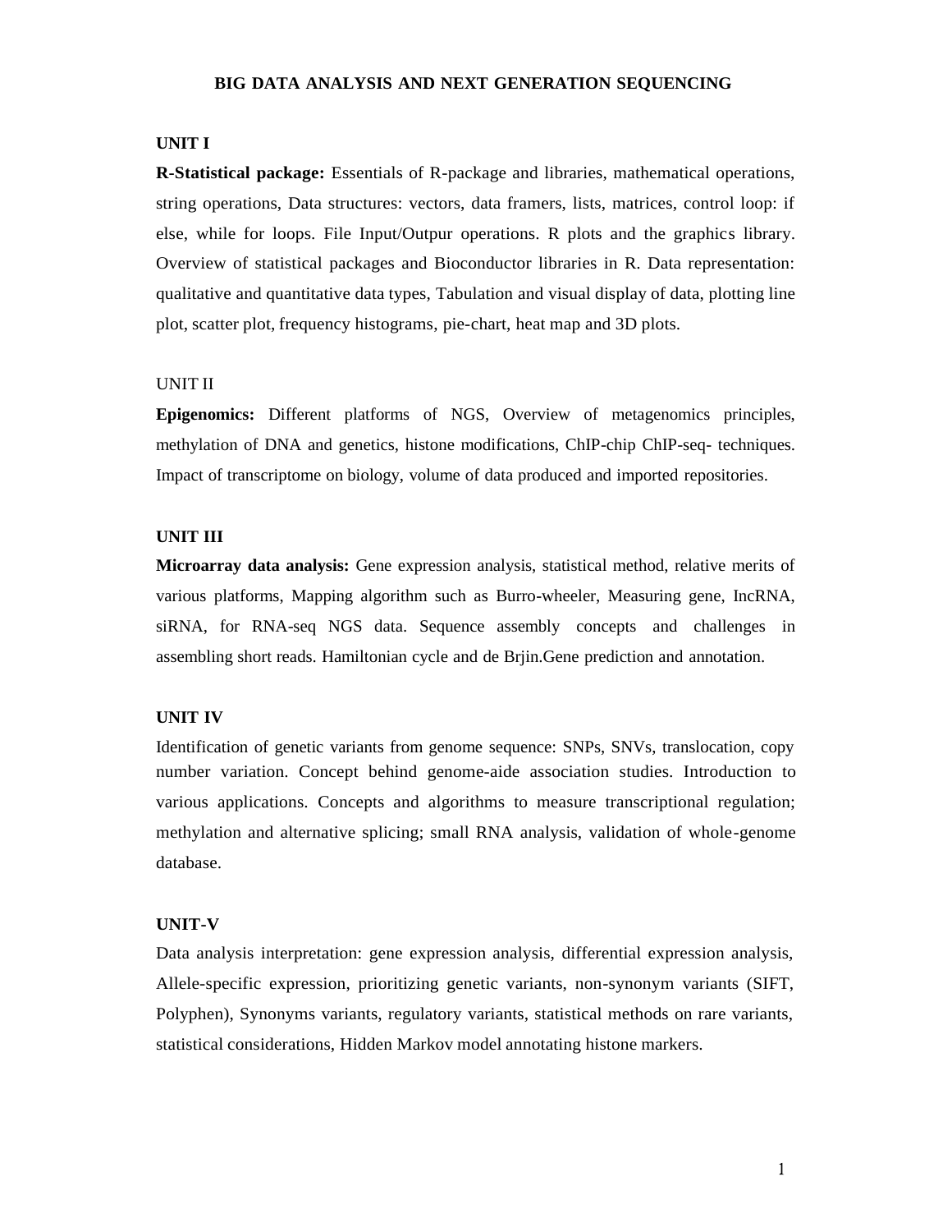# BIG DATA ANALYSIS AND NEXT GENERATION SEQUENCING

## UNIT I

**R-Statistical package:** Essentials of R-package and libraries, mathematical operations, string operations, Data structures: vectors, data framers, lists, matrices, control loop: if else, while for loops. File Input/Outpur operations. R plots and the graphics library. Overview of statistical packages and Bioconductor libraries in R. Data representation: qualitative and quantitative data types, Tabulation and visual display of data, plotting line plot, scatter plot, frequency histograms, pie-chart, heat map and 3D plots.

## UNIT II

**Epigenomics:** Different platforms of NGS, Overview of metagenomics principles, methylation of DNA and genetics, histone modifications, ChIP-chip ChIP-seq- techniques. Impact of transcriptome on biology, volume of data produced and imported repositories.

## UNIT III

**Microarray data analysis:** Gene expression analysis, statistical method, relative merits of various platforms, Mapping algorithm such as Burro-wheeler, Measuring gene, IncRNA, siRNA, for RNA-seq NGS data. Sequence assembly concepts and challenges in assembling short reads. Hamiltonian cycle and de Brjin.Gene prediction and annotation.

## UNIT IV

Identification of genetic variants from genome sequence: SNPs, SNVs, translocation, copy number variation. Concept behind genome-aide association studies. Introduction to various applications. Concepts and algorithms to measure transcriptional regulation; methylation and alternative splicing; small RNA analysis, validation of whole-genome database.

## UNIT-V

Data analysis interpretation: gene expression analysis, differential expression analysis, Allele-specific expression, prioritizing genetic variants, non-synonym variants (SIFT, Polyphen), Synonyms variants, regulatory variants, statistical methods on rare variants, statistical considerations, Hidden Markov model annotating histone markers.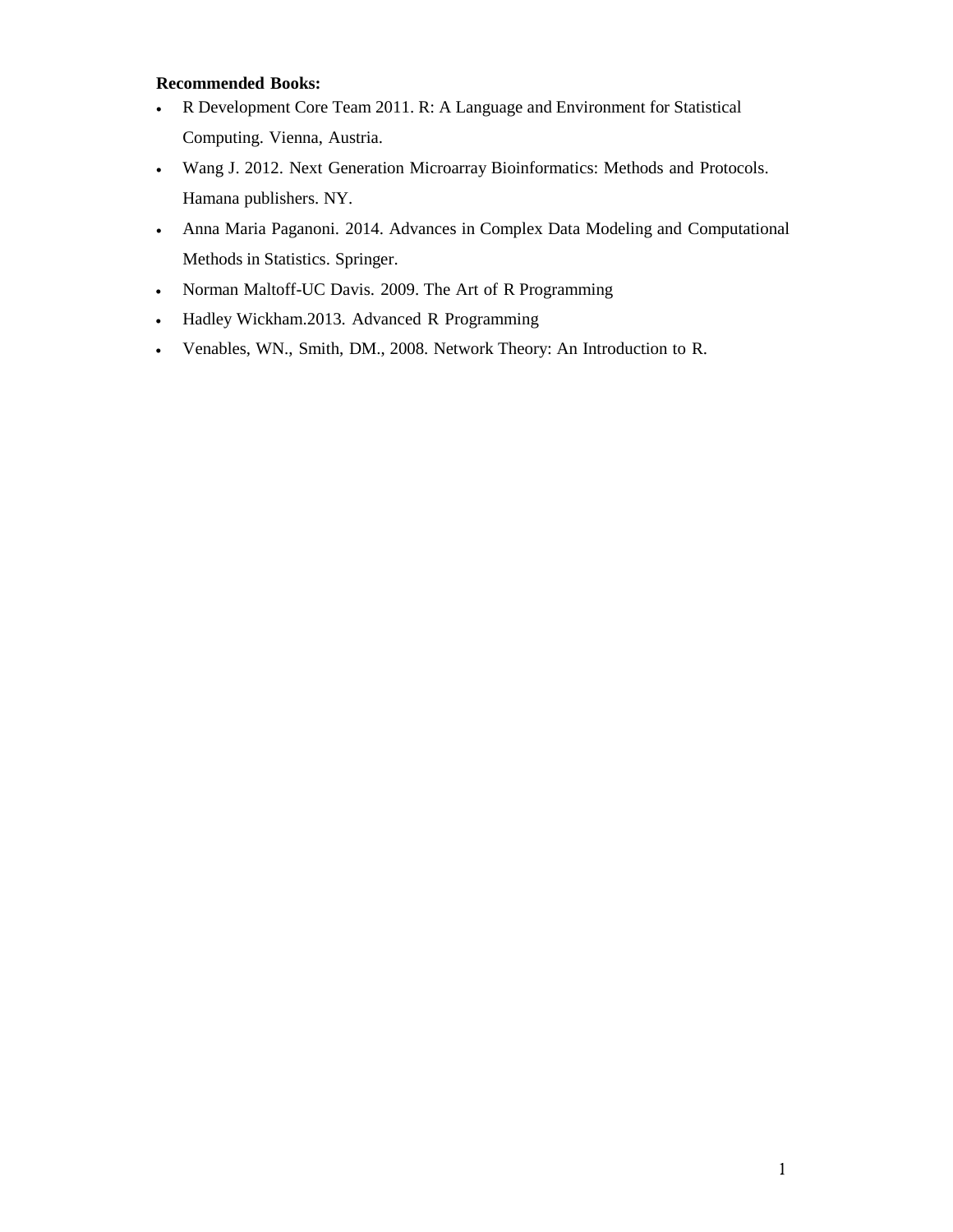**Recommended Books:**

- R Development Core Team 2011. R: A Language and Environment for Statistical Computing. Vienna, Austria.
- Wang J. 2012. Next Generation Microarray Bioinformatics: Methods and Protocols. Hamana publishers. NY.
- Anna Maria Paganoni. 2014. Advances in Complex Data Modeling and Computational Methods in Statistics. Springer.
- Norman Maltoff-UC Davis. 2009. The Art of R Programming
- Hadley Wickham.2013. Advanced R Programming
- Venables, WN., Smith, DM., 2008. Network Theory: An Introduction to R.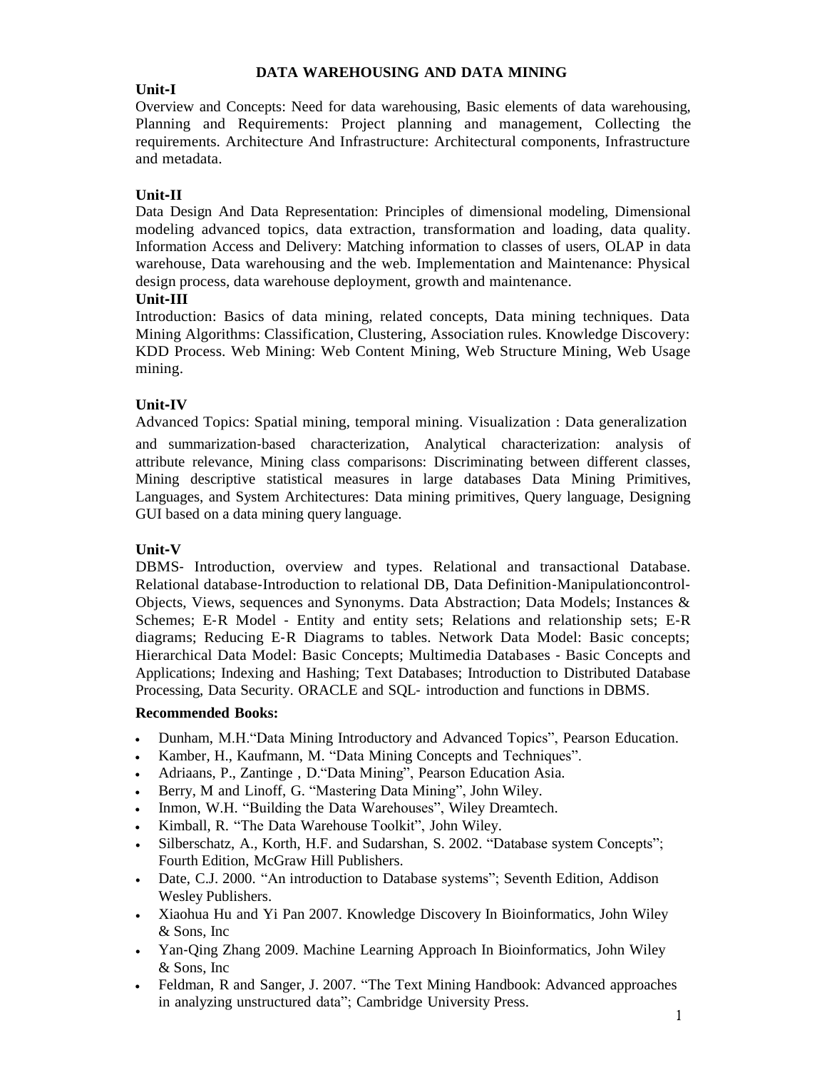# DATA WAREHOUSING AND DATA MINING

## Unit-I

Overview and Concepts: Need for data warehousing, Basic elements of data warehousing, Planning and Requirements: Project planning and management, Collecting the requirements. Architecture And Infrastructure: Architectural components, Infrastructure and metadata.

## Unit-II

Data Design And Data Representation: Principles of dimensional modeling, Dimensional modeling advanced topics, data extraction, transformation and loading, data quality. Information Access and Delivery: Matching information to classes of users, OLAP in data warehouse, Data warehousing and the web. Implementation and Maintenance: Physical design process, data warehouse deployment, growth and maintenance.

## Unit-III

Introduction: Basics of data mining, related concepts, Data mining techniques. Data Mining Algorithms: Classification, Clustering, Association rules. Knowledge Discovery: KDD Process. Web Mining: Web Content Mining, Web Structure Mining, Web Usage mining.

## Unit-IV

Advanced Topics: Spatial mining, temporal mining. Visualization : Data generalization and summarization-based characterization, Analytical characterization: analysis of attribute relevance, Mining class comparisons: Discriminating between different classes, Mining descriptive statistical measures in large databases Data Mining Primitives, Languages, and System Architectures: Data mining primitives, Query language, Designing GUI based on a data mining query language.

## Unit-V

DBMS- Introduction, overview and types. Relational and transactional Database. Relational database-Introduction to relational DB, Data Definition-Manipulationcontrol-Objects, Views, sequences and Synonyms. Data Abstraction; Data Models; Instances & Schemes; E-R Model - Entity and entity sets; Relations and relationship sets; E-R diagrams; Reducing E-R Diagrams to tables. Network Data Model: Basic concepts; Hierarchical Data Model: Basic Concepts; Multimedia Databases - Basic Concepts and Applications; Indexing and Hashing; Text Databases; Introduction to Distributed Database Processing, Data Security. ORACLE and SQL- introduction and functions in DBMS.

**Recommended Books:**

- Dunham, M.H."Data Mining Introductory and Advanced Topics", Pearson Education.
- Kamber, H., Kaufmann, M. "Data Mining Concepts and Techniques".
- Adriaans, P., Zantinge , D."Data Mining", Pearson Education Asia.
- Berry, M and Linoff, G. "Mastering Data Mining", John Wiley.
- Inmon, W.H. "Building the Data Warehouses", Wiley Dreamtech.
- Kimball, R. "The Data Warehouse Toolkit", John Wiley.
- Silberschatz, A., Korth, H.F. and Sudarshan, S. 2002. "Database system Concepts"; Fourth Edition, McGraw Hill Publishers.
- Date, C.J. 2000. "An introduction to Database systems"; Seventh Edition, Addison Wesley Publishers.
- Xiaohua Hu and Yi Pan 2007. Knowledge Discovery In Bioinformatics, John Wiley & Sons, Inc
- Yan-Qing Zhang 2009. Machine Learning Approach In Bioinformatics, John Wiley & Sons, Inc
- Feldman, R and Sanger, J. 2007. "The Text Mining Handbook: Advanced approaches in analyzing unstructured data"; Cambridge University Press.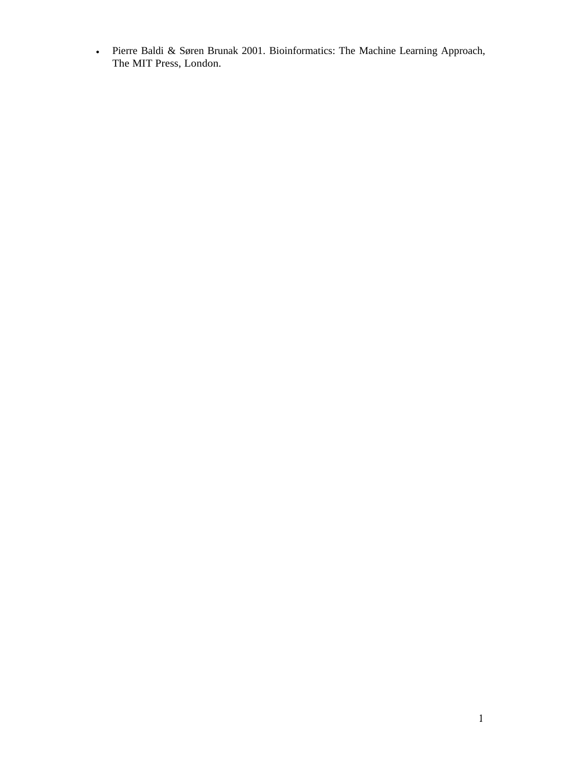- Pierre Baldi & Søren Brunak 2001. Bioinformatics: The Machine Learning Approach, The MIT Press, London.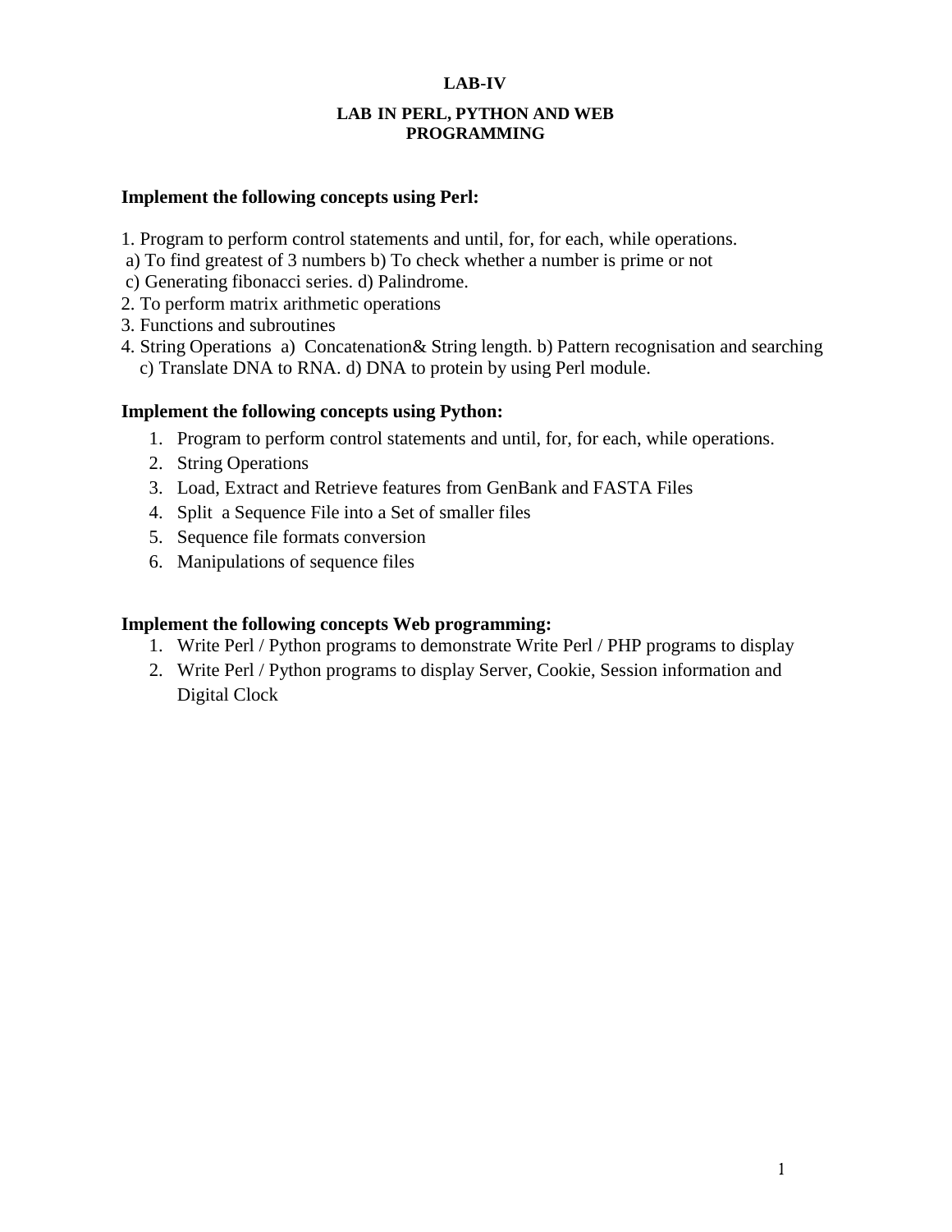# LAB-IV

## LAB IN PERL, PYTHON AND WEB PROGRAMMING

**Implement the following concepts using Perl:**

1. Program to perform control statements and until, for, for each, while operations.
   a) To find greatest of 3 numbers b) To check whether a number is prime or not
   c) Generating fibonacci series. d) Palindrome.
2. To perform matrix arithmetic operations
3. Functions and subroutines
4. String Operations a) Concatenation& String length. b) Pattern recognisation and searching
   c) Translate DNA to RNA. d) DNA to protein by using Perl module.

**Implement the following concepts using Python:**

1. Program to perform control statements and until, for, for each, while operations.
2. String Operations
3. Load, Extract and Retrieve features from GenBank and FASTA Files
4. Split a Sequence File into a Set of smaller files
5. Sequence file formats conversion
6. Manipulations of sequence files

**Implement the following concepts Web programming:**

1. Write Perl / Python programs to demonstrate Write Perl / PHP programs to display
2. Write Perl / Python programs to display Server, Cookie, Session information and Digital Clock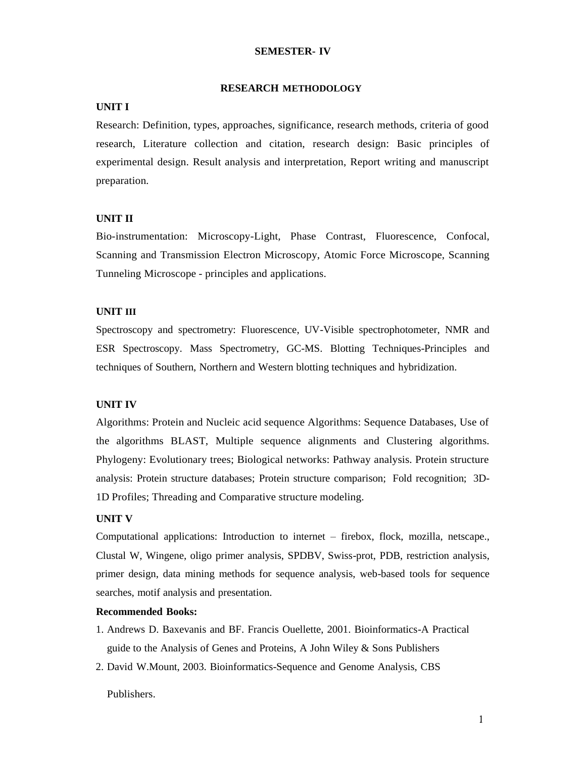# SEMESTER- IV

## RESEARCH METHODOLOGY

### UNIT I

Research: Definition, types, approaches, significance, research methods, criteria of good research, Literature collection and citation, research design: Basic principles of experimental design. Result analysis and interpretation, Report writing and manuscript preparation.

### UNIT II

Bio-instrumentation: Microscopy-Light, Phase Contrast, Fluorescence, Confocal, Scanning and Transmission Electron Microscopy, Atomic Force Microscope, Scanning Tunneling Microscope - principles and applications.

### UNIT III

Spectroscopy and spectrometry: Fluorescence, UV-Visible spectrophotometer, NMR and ESR Spectroscopy. Mass Spectrometry, GC-MS. Blotting Techniques-Principles and techniques of Southern, Northern and Western blotting techniques and hybridization.

### UNIT IV

Algorithms: Protein and Nucleic acid sequence Algorithms: Sequence Databases, Use of the algorithms BLAST, Multiple sequence alignments and Clustering algorithms. Phylogeny: Evolutionary trees; Biological networks: Pathway analysis. Protein structure analysis: Protein structure databases; Protein structure comparison; Fold recognition; 3D-1D Profiles; Threading and Comparative structure modeling.

### UNIT V

Computational applications: Introduction to internet – firebox, flock, mozilla, netscape., Clustal W, Wingene, oligo primer analysis, SPDBV, Swiss-prot, PDB, restriction analysis, primer design, data mining methods for sequence analysis, web-based tools for sequence searches, motif analysis and presentation.

**Recommended Books:**

1. Andrews D. Baxevanis and BF. Francis Ouellette, 2001. Bioinformatics-A Practical guide to the Analysis of Genes and Proteins, A John Wiley & Sons Publishers
2. David W.Mount, 2003. Bioinformatics-Sequence and Genome Analysis, CBS Publishers.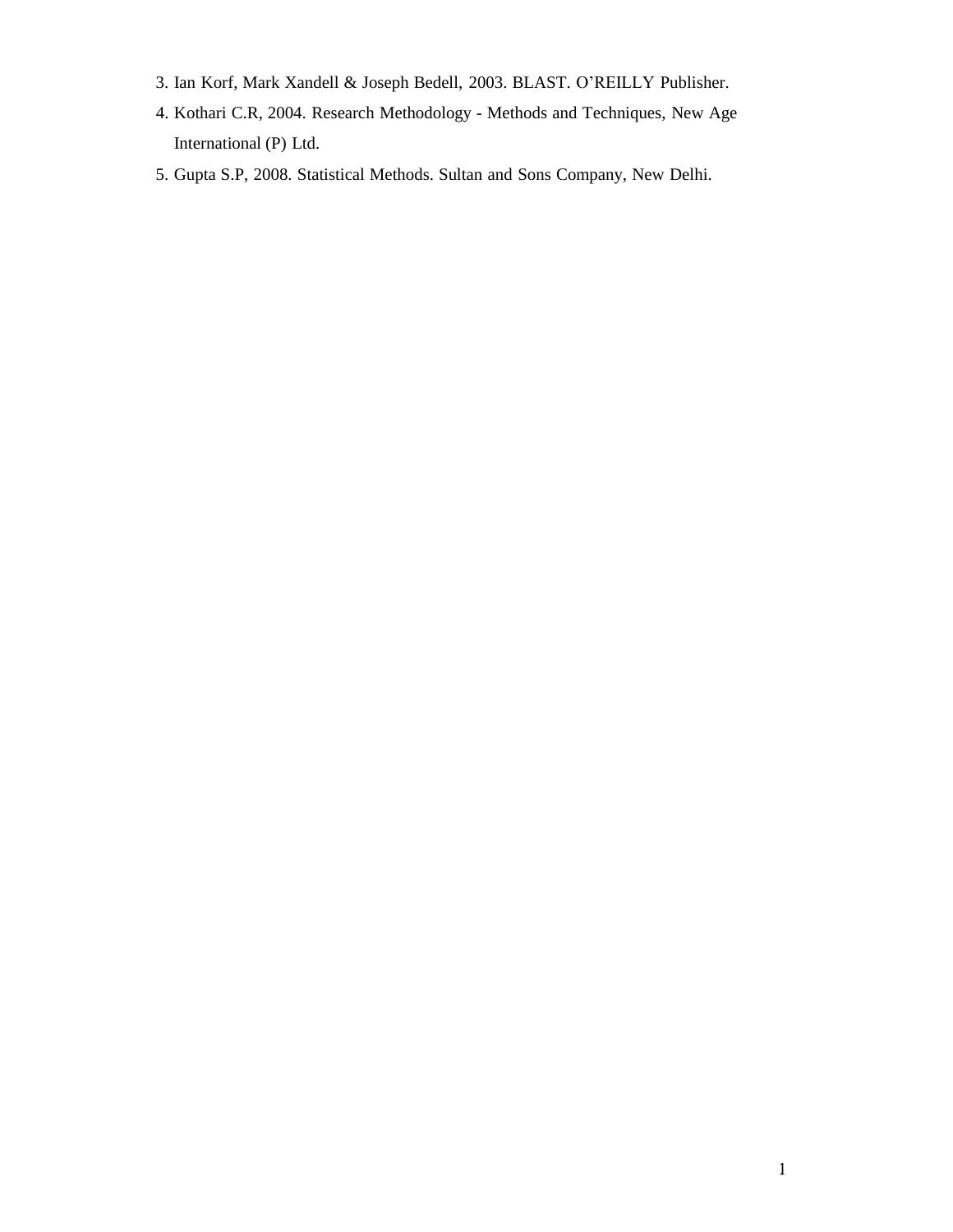3. Ian Korf, Mark Xandell & Joseph Bedell, 2003. BLAST. O'REILLY Publisher.
4. Kothari C.R, 2004. Research Methodology - Methods and Techniques, New Age International (P) Ltd.
5. Gupta S.P, 2008. Statistical Methods. Sultan and Sons Company, New Delhi.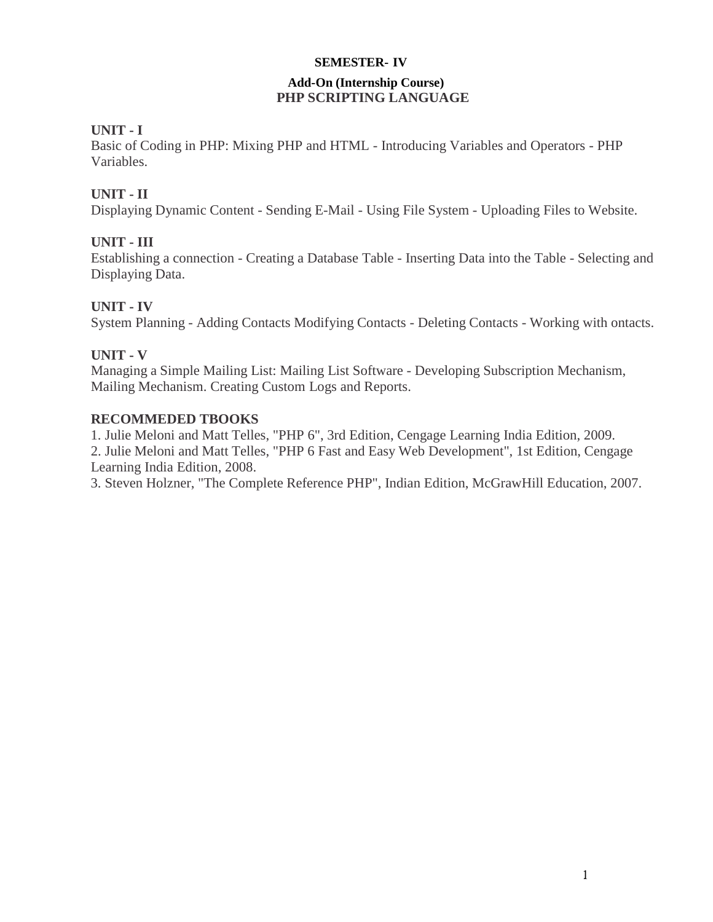**SEMESTER- IV**

**Add-On (Internship Course)**

# PHP SCRIPTING LANGUAGE

**UNIT - I**

Basic of Coding in PHP: Mixing PHP and HTML - Introducing Variables and Operators - PHP Variables.

**UNIT - II**

Displaying Dynamic Content - Sending E-Mail - Using File System - Uploading Files to Website.

**UNIT - III**

Establishing a connection - Creating a Database Table - Inserting Data into the Table - Selecting and Displaying Data.

**UNIT - IV**

System Planning - Adding Contacts Modifying Contacts - Deleting Contacts - Working with ontacts.

**UNIT - V**

Managing a Simple Mailing List: Mailing List Software - Developing Subscription Mechanism, Mailing Mechanism. Creating Custom Logs and Reports.

**RECOMMEDED TBOOKS**

1. Julie Meloni and Matt Telles, "PHP 6", 3rd Edition, Cengage Learning India Edition, 2009.
2. Julie Meloni and Matt Telles, "PHP 6 Fast and Easy Web Development", 1st Edition, Cengage Learning India Edition, 2008.
3. Steven Holzner, "The Complete Reference PHP", Indian Edition, McGrawHill Education, 2007.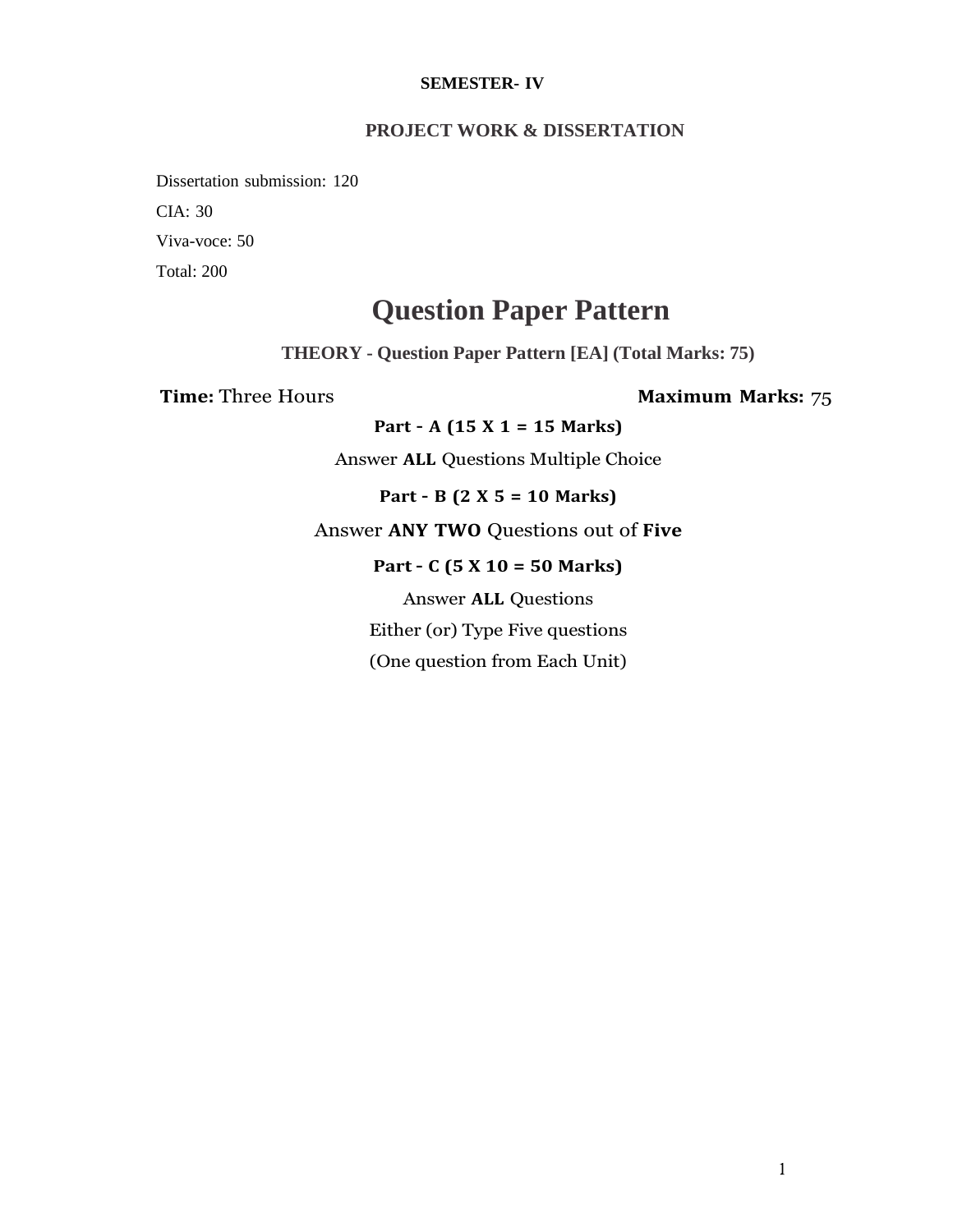**SEMESTER- IV**

**PROJECT WORK & DISSERTATION**

Dissertation submission: 120

CIA: 30

Viva-voce: 50

Total: 200

# Question Paper Pattern

**THEORY - Question Paper Pattern [EA] (Total Marks: 75)**

**Time:** Three Hours **Maximum Marks:** 75

**Part - A (15 X 1 = 15 Marks)**

Answer **ALL** Questions Multiple Choice

**Part - B (2 X 5 = 10 Marks)**

Answer **ANY TWO** Questions out of **Five**

**Part - C (5 X 10 = 50 Marks)**

Answer **ALL** Questions

Either (or) Type Five questions

(One question from Each Unit)